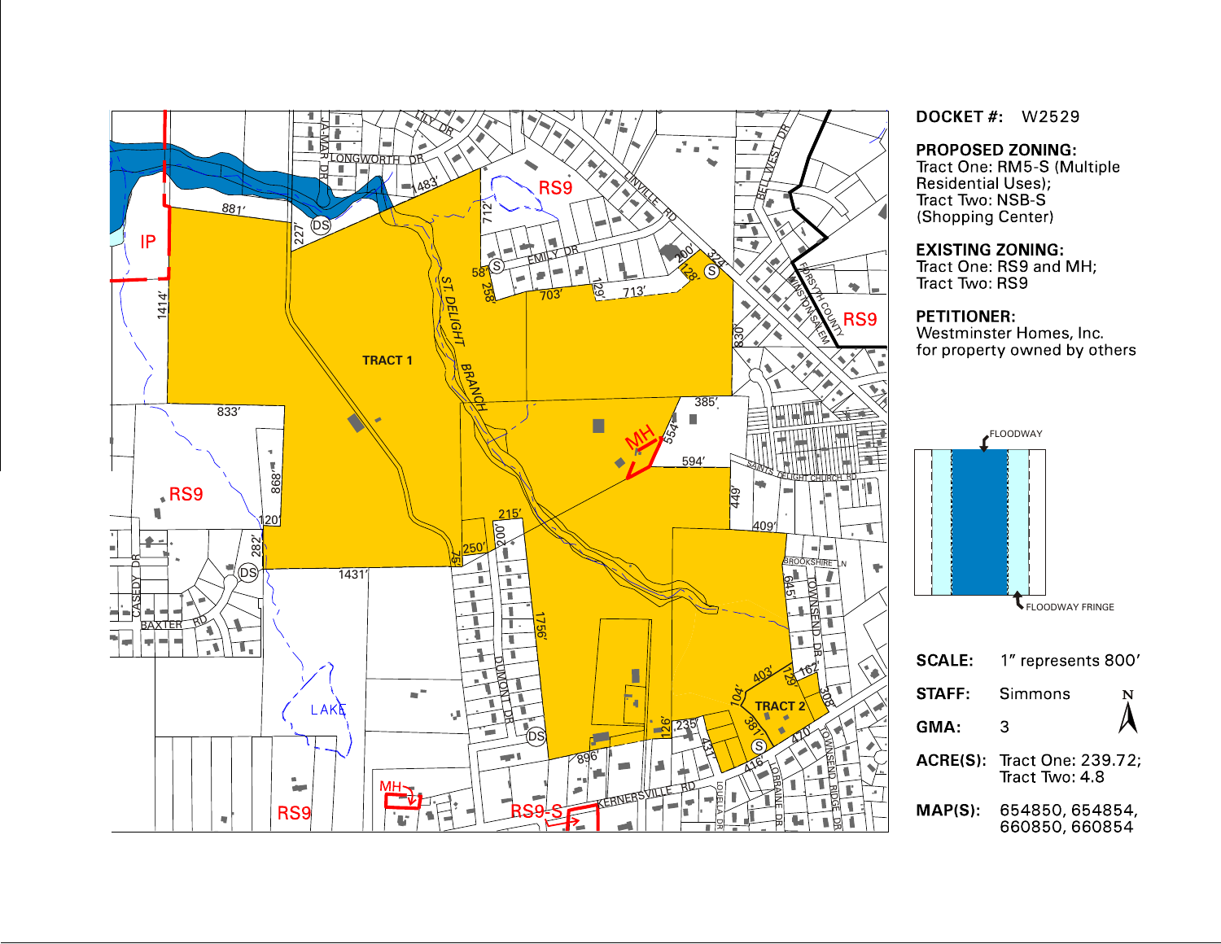**DOCKET #:** W2529

**PROPOSED ZONING:**
Tract One: RM5-S (Multiple Residential Uses);
Tract Two: NSB-S (Shopping Center)

**EXISTING ZONING:**
Tract One: RS9 and MH;
Tract Two: RS9

**PETITIONER:**
Westminster Homes, Inc.
for property owned by others

FLOODWAY

FLOODWAY FRINGE

| | |
|---|---|
| **SCALE:** | 1" represents 800' |
| **STAFF:** | Simmons |
| **GMA:** | 3 |
| **ACRE(S):** | Tract One: 239.72; Tract Two: 4.8 |
| **MAP(S):** | 654850, 654854, 660850, 660854 |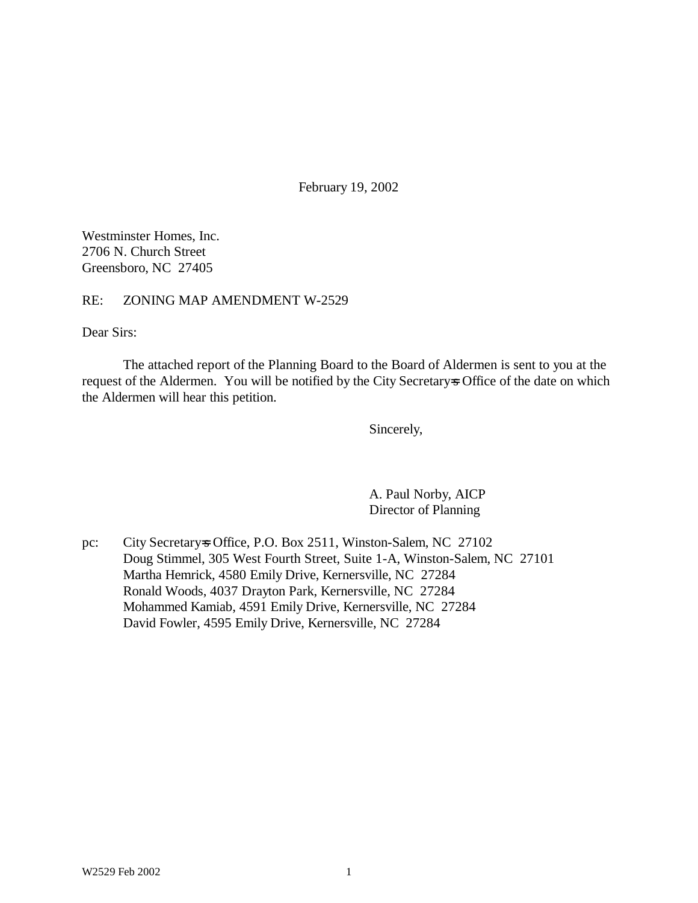February 19, 2002

Westminster Homes, Inc.
2706 N. Church Street
Greensboro, NC 27405

RE: ZONING MAP AMENDMENT W-2529

Dear Sirs:

The attached report of the Planning Board to the Board of Aldermen is sent to you at the request of the Aldermen. You will be notified by the City Secretary=s Office of the date on which the Aldermen will hear this petition.

Sincerely,

A. Paul Norby, AICP
Director of Planning

pc: City Secretary=s Office, P.O. Box 2511, Winston-Salem, NC 27102
Doug Stimmel, 305 West Fourth Street, Suite 1-A, Winston-Salem, NC 27101
Martha Hemrick, 4580 Emily Drive, Kernersville, NC 27284
Ronald Woods, 4037 Drayton Park, Kernersville, NC 27284
Mohammed Kamiab, 4591 Emily Drive, Kernersville, NC 27284
David Fowler, 4595 Emily Drive, Kernersville, NC 27284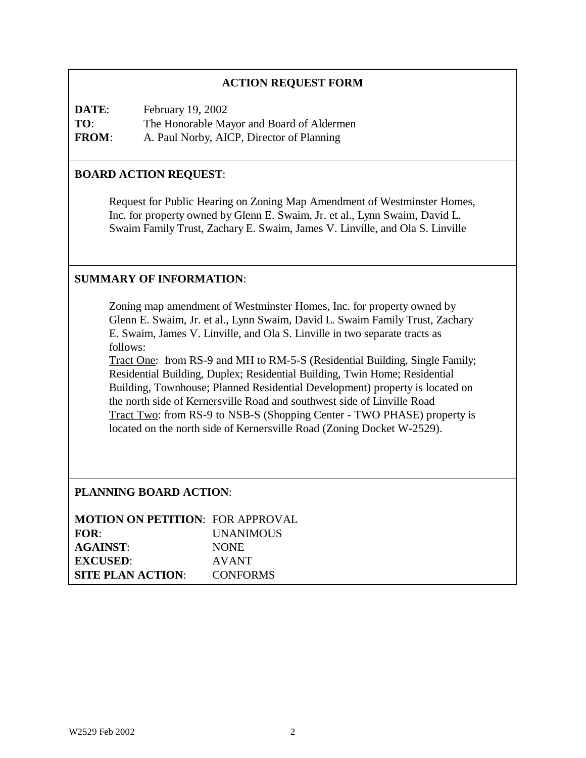## ACTION REQUEST FORM

**DATE**: February 19, 2002
**TO**: The Honorable Mayor and Board of Aldermen
**FROM**: A. Paul Norby, AICP, Director of Planning

**BOARD ACTION REQUEST**:

Request for Public Hearing on Zoning Map Amendment of Westminster Homes, Inc. for property owned by Glenn E. Swaim, Jr. et al., Lynn Swaim, David L. Swaim Family Trust, Zachary E. Swaim, James V. Linville, and Ola S. Linville

**SUMMARY OF INFORMATION**:

Zoning map amendment of Westminster Homes, Inc. for property owned by Glenn E. Swaim, Jr. et al., Lynn Swaim, David L. Swaim Family Trust, Zachary E. Swaim, James V. Linville, and Ola S. Linville in two separate tracts as follows:

Tract One: from RS-9 and MH to RM-5-S (Residential Building, Single Family; Residential Building, Duplex; Residential Building, Twin Home; Residential Building, Townhouse; Planned Residential Development) property is located on the north side of Kernersville Road and southwest side of Linville Road

Tract Two: from RS-9 to NSB-S (Shopping Center - TWO PHASE) property is located on the north side of Kernersville Road (Zoning Docket W-2529).

**PLANNING BOARD ACTION**:

**MOTION ON PETITION**: FOR APPROVAL
**FOR**: UNANIMOUS
**AGAINST**: NONE
**EXCUSED**: AVANT
**SITE PLAN ACTION**: CONFORMS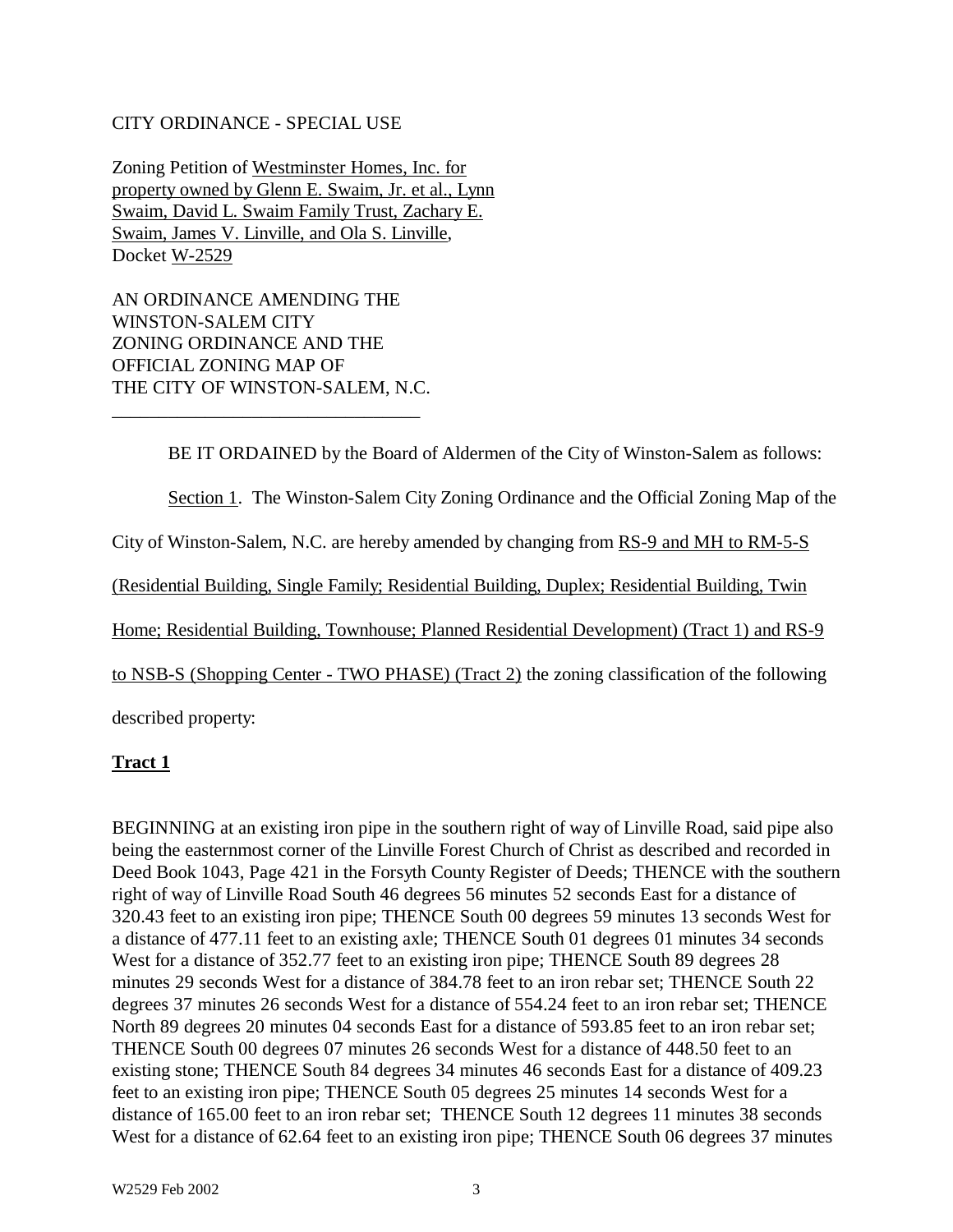CITY ORDINANCE - SPECIAL USE

Zoning Petition of Westminster Homes, Inc. for property owned by Glenn E. Swaim, Jr. et al., Lynn Swaim, David L. Swaim Family Trust, Zachary E. Swaim, James V. Linville, and Ola S. Linville, Docket W-2529

AN ORDINANCE AMENDING THE WINSTON-SALEM CITY ZONING ORDINANCE AND THE OFFICIAL ZONING MAP OF THE CITY OF WINSTON-SALEM, N.C.

---

BE IT ORDAINED by the Board of Aldermen of the City of Winston-Salem as follows:

Section 1. The Winston-Salem City Zoning Ordinance and the Official Zoning Map of the City of Winston-Salem, N.C. are hereby amended by changing from RS-9 and MH to RM-5-S (Residential Building, Single Family; Residential Building, Duplex; Residential Building, Twin Home; Residential Building, Townhouse; Planned Residential Development) (Tract 1) and RS-9 to NSB-S (Shopping Center - TWO PHASE) (Tract 2) the zoning classification of the following described property:

**Tract 1**

BEGINNING at an existing iron pipe in the southern right of way of Linville Road, said pipe also being the easternmost corner of the Linville Forest Church of Christ as described and recorded in Deed Book 1043, Page 421 in the Forsyth County Register of Deeds; THENCE with the southern right of way of Linville Road South 46 degrees 56 minutes 52 seconds East for a distance of 320.43 feet to an existing iron pipe; THENCE South 00 degrees 59 minutes 13 seconds West for a distance of 477.11 feet to an existing axle; THENCE South 01 degrees 01 minutes 34 seconds West for a distance of 352.77 feet to an existing iron pipe; THENCE South 89 degrees 28 minutes 29 seconds West for a distance of 384.78 feet to an iron rebar set; THENCE South 22 degrees 37 minutes 26 seconds West for a distance of 554.24 feet to an iron rebar set; THENCE North 89 degrees 20 minutes 04 seconds East for a distance of 593.85 feet to an iron rebar set; THENCE South 00 degrees 07 minutes 26 seconds West for a distance of 448.50 feet to an existing stone; THENCE South 84 degrees 34 minutes 46 seconds East for a distance of 409.23 feet to an existing iron pipe; THENCE South 05 degrees 25 minutes 14 seconds West for a distance of 165.00 feet to an iron rebar set; THENCE South 12 degrees 11 minutes 38 seconds West for a distance of 62.64 feet to an existing iron pipe; THENCE South 06 degrees 37 minutes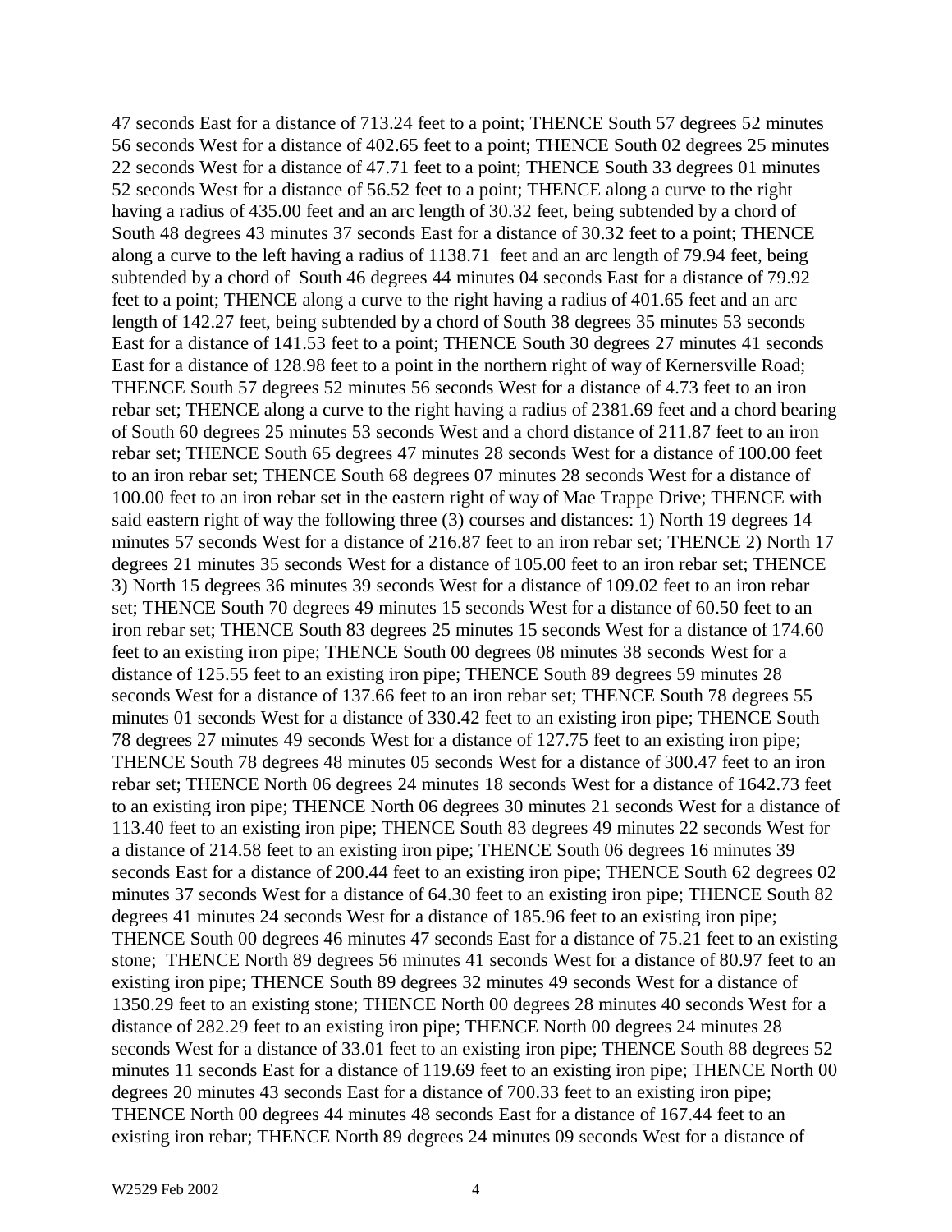47 seconds East for a distance of 713.24 feet to a point; THENCE South 57 degrees 52 minutes 56 seconds West for a distance of 402.65 feet to a point; THENCE South 02 degrees 25 minutes 22 seconds West for a distance of 47.71 feet to a point; THENCE South 33 degrees 01 minutes 52 seconds West for a distance of 56.52 feet to a point; THENCE along a curve to the right having a radius of 435.00 feet and an arc length of 30.32 feet, being subtended by a chord of South 48 degrees 43 minutes 37 seconds East for a distance of 30.32 feet to a point; THENCE along a curve to the left having a radius of 1138.71 feet and an arc length of 79.94 feet, being subtended by a chord of South 46 degrees 44 minutes 04 seconds East for a distance of 79.92 feet to a point; THENCE along a curve to the right having a radius of 401.65 feet and an arc length of 142.27 feet, being subtended by a chord of South 38 degrees 35 minutes 53 seconds East for a distance of 141.53 feet to a point; THENCE South 30 degrees 27 minutes 41 seconds East for a distance of 128.98 feet to a point in the northern right of way of Kernersville Road; THENCE South 57 degrees 52 minutes 56 seconds West for a distance of 4.73 feet to an iron rebar set; THENCE along a curve to the right having a radius of 2381.69 feet and a chord bearing of South 60 degrees 25 minutes 53 seconds West and a chord distance of 211.87 feet to an iron rebar set; THENCE South 65 degrees 47 minutes 28 seconds West for a distance of 100.00 feet to an iron rebar set; THENCE South 68 degrees 07 minutes 28 seconds West for a distance of 100.00 feet to an iron rebar set in the eastern right of way of Mae Trappe Drive; THENCE with said eastern right of way the following three (3) courses and distances: 1) North 19 degrees 14 minutes 57 seconds West for a distance of 216.87 feet to an iron rebar set; THENCE 2) North 17 degrees 21 minutes 35 seconds West for a distance of 105.00 feet to an iron rebar set; THENCE 3) North 15 degrees 36 minutes 39 seconds West for a distance of 109.02 feet to an iron rebar set; THENCE South 70 degrees 49 minutes 15 seconds West for a distance of 60.50 feet to an iron rebar set; THENCE South 83 degrees 25 minutes 15 seconds West for a distance of 174.60 feet to an existing iron pipe; THENCE South 00 degrees 08 minutes 38 seconds West for a distance of 125.55 feet to an existing iron pipe; THENCE South 89 degrees 59 minutes 28 seconds West for a distance of 137.66 feet to an iron rebar set; THENCE South 78 degrees 55 minutes 01 seconds West for a distance of 330.42 feet to an existing iron pipe; THENCE South 78 degrees 27 minutes 49 seconds West for a distance of 127.75 feet to an existing iron pipe; THENCE South 78 degrees 48 minutes 05 seconds West for a distance of 300.47 feet to an iron rebar set; THENCE North 06 degrees 24 minutes 18 seconds West for a distance of 1642.73 feet to an existing iron pipe; THENCE North 06 degrees 30 minutes 21 seconds West for a distance of 113.40 feet to an existing iron pipe; THENCE South 83 degrees 49 minutes 22 seconds West for a distance of 214.58 feet to an existing iron pipe; THENCE South 06 degrees 16 minutes 39 seconds East for a distance of 200.44 feet to an existing iron pipe; THENCE South 62 degrees 02 minutes 37 seconds West for a distance of 64.30 feet to an existing iron pipe; THENCE South 82 degrees 41 minutes 24 seconds West for a distance of 185.96 feet to an existing iron pipe; THENCE South 00 degrees 46 minutes 47 seconds East for a distance of 75.21 feet to an existing stone; THENCE North 89 degrees 56 minutes 41 seconds West for a distance of 80.97 feet to an existing iron pipe; THENCE South 89 degrees 32 minutes 49 seconds West for a distance of 1350.29 feet to an existing stone; THENCE North 00 degrees 28 minutes 40 seconds West for a distance of 282.29 feet to an existing iron pipe; THENCE North 00 degrees 24 minutes 28 seconds West for a distance of 33.01 feet to an existing iron pipe; THENCE South 88 degrees 52 minutes 11 seconds East for a distance of 119.69 feet to an existing iron pipe; THENCE North 00 degrees 20 minutes 43 seconds East for a distance of 700.33 feet to an existing iron pipe; THENCE North 00 degrees 44 minutes 48 seconds East for a distance of 167.44 feet to an existing iron rebar; THENCE North 89 degrees 24 minutes 09 seconds West for a distance of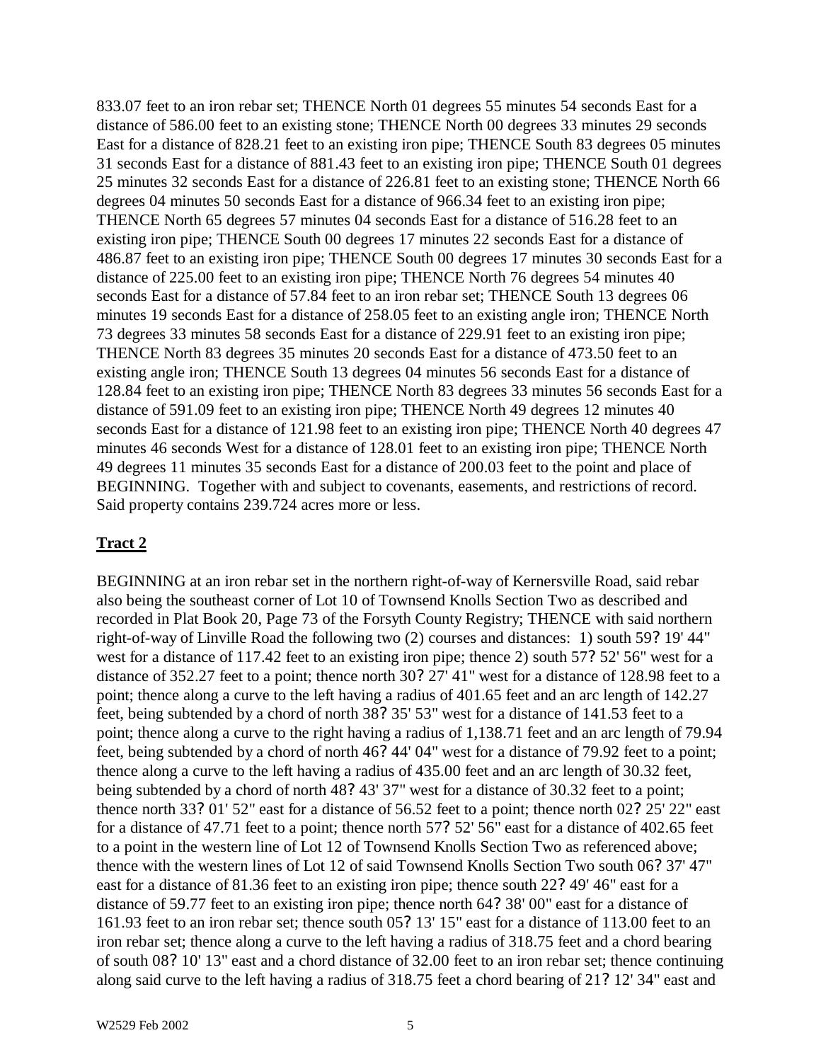833.07 feet to an iron rebar set; THENCE North 01 degrees 55 minutes 54 seconds East for a distance of 586.00 feet to an existing stone; THENCE North 00 degrees 33 minutes 29 seconds East for a distance of 828.21 feet to an existing iron pipe; THENCE South 83 degrees 05 minutes 31 seconds East for a distance of 881.43 feet to an existing iron pipe; THENCE South 01 degrees 25 minutes 32 seconds East for a distance of 226.81 feet to an existing stone; THENCE North 66 degrees 04 minutes 50 seconds East for a distance of 966.34 feet to an existing iron pipe; THENCE North 65 degrees 57 minutes 04 seconds East for a distance of 516.28 feet to an existing iron pipe; THENCE South 00 degrees 17 minutes 22 seconds East for a distance of 486.87 feet to an existing iron pipe; THENCE South 00 degrees 17 minutes 30 seconds East for a distance of 225.00 feet to an existing iron pipe; THENCE North 76 degrees 54 minutes 40 seconds East for a distance of 57.84 feet to an iron rebar set; THENCE South 13 degrees 06 minutes 19 seconds East for a distance of 258.05 feet to an existing angle iron; THENCE North 73 degrees 33 minutes 58 seconds East for a distance of 229.91 feet to an existing iron pipe; THENCE North 83 degrees 35 minutes 20 seconds East for a distance of 473.50 feet to an existing angle iron; THENCE South 13 degrees 04 minutes 56 seconds East for a distance of 128.84 feet to an existing iron pipe; THENCE North 83 degrees 33 minutes 56 seconds East for a distance of 591.09 feet to an existing iron pipe; THENCE North 49 degrees 12 minutes 40 seconds East for a distance of 121.98 feet to an existing iron pipe; THENCE North 40 degrees 47 minutes 46 seconds West for a distance of 128.01 feet to an existing iron pipe; THENCE North 49 degrees 11 minutes 35 seconds East for a distance of 200.03 feet to the point and place of BEGINNING. Together with and subject to covenants, easements, and restrictions of record. Said property contains 239.724 acres more or less.

## **Tract 2**

BEGINNING at an iron rebar set in the northern right-of-way of Kernersville Road, said rebar also being the southeast corner of Lot 10 of Townsend Knolls Section Two as described and recorded in Plat Book 20, Page 73 of the Forsyth County Registry; THENCE with said northern right-of-way of Linville Road the following two (2) courses and distances: 1) south 59? 19' 44" west for a distance of 117.42 feet to an existing iron pipe; thence 2) south 57? 52' 56" west for a distance of 352.27 feet to a point; thence north 30? 27' 41" west for a distance of 128.98 feet to a point; thence along a curve to the left having a radius of 401.65 feet and an arc length of 142.27 feet, being subtended by a chord of north 38? 35' 53" west for a distance of 141.53 feet to a point; thence along a curve to the right having a radius of 1,138.71 feet and an arc length of 79.94 feet, being subtended by a chord of north 46? 44' 04" west for a distance of 79.92 feet to a point; thence along a curve to the left having a radius of 435.00 feet and an arc length of 30.32 feet, being subtended by a chord of north 48? 43' 37" west for a distance of 30.32 feet to a point; thence north 33? 01' 52" east for a distance of 56.52 feet to a point; thence north 02? 25' 22" east for a distance of 47.71 feet to a point; thence north 57? 52' 56" east for a distance of 402.65 feet to a point in the western line of Lot 12 of Townsend Knolls Section Two as referenced above; thence with the western lines of Lot 12 of said Townsend Knolls Section Two south 06? 37' 47" east for a distance of 81.36 feet to an existing iron pipe; thence south 22? 49' 46" east for a distance of 59.77 feet to an existing iron pipe; thence north 64? 38' 00" east for a distance of 161.93 feet to an iron rebar set; thence south 05? 13' 15" east for a distance of 113.00 feet to an iron rebar set; thence along a curve to the left having a radius of 318.75 feet and a chord bearing of south 08? 10' 13" east and a chord distance of 32.00 feet to an iron rebar set; thence continuing along said curve to the left having a radius of 318.75 feet a chord bearing of 21? 12' 34" east and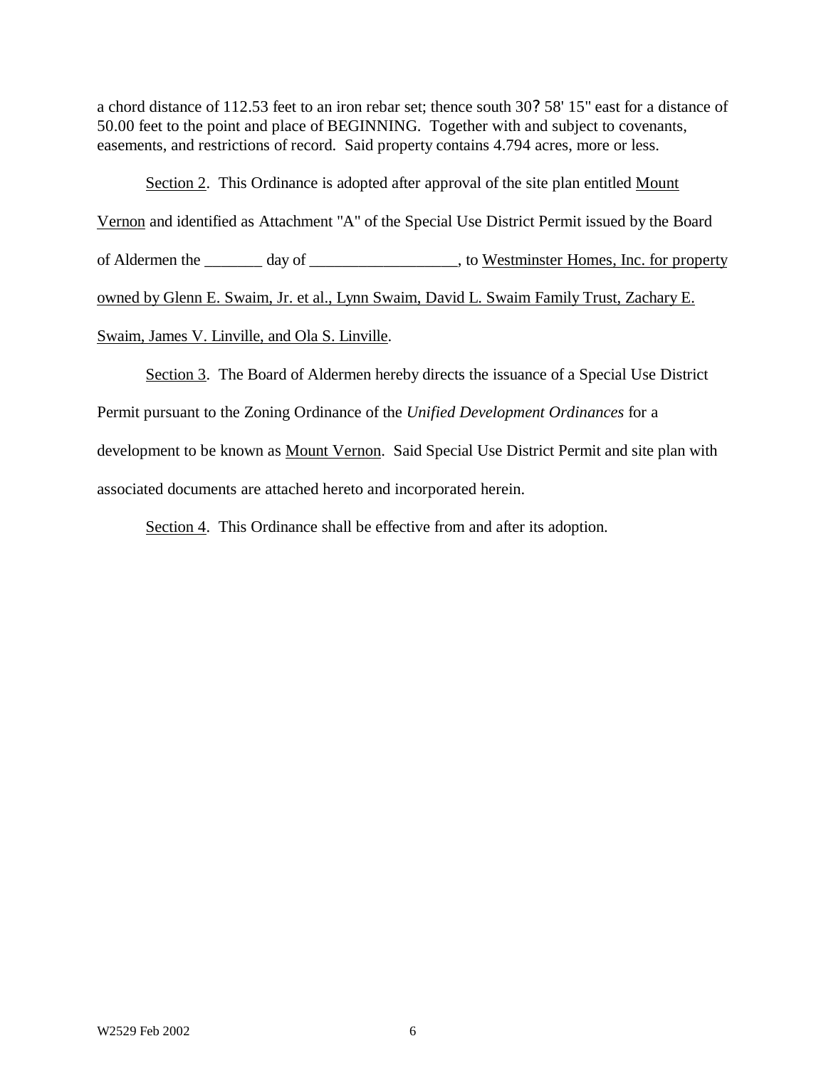a chord distance of 112.53 feet to an iron rebar set; thence south 30? 58' 15" east for a distance of 50.00 feet to the point and place of BEGINNING. Together with and subject to covenants, easements, and restrictions of record. Said property contains 4.794 acres, more or less.

Section 2. This Ordinance is adopted after approval of the site plan entitled Mount Vernon and identified as Attachment "A" of the Special Use District Permit issued by the Board of Aldermen the _______ day of __________________, to Westminster Homes, Inc. for property owned by Glenn E. Swaim, Jr. et al., Lynn Swaim, David L. Swaim Family Trust, Zachary E. Swaim, James V. Linville, and Ola S. Linville.

Section 3. The Board of Aldermen hereby directs the issuance of a Special Use District Permit pursuant to the Zoning Ordinance of the *Unified Development Ordinances* for a development to be known as Mount Vernon. Said Special Use District Permit and site plan with associated documents are attached hereto and incorporated herein.

Section 4. This Ordinance shall be effective from and after its adoption.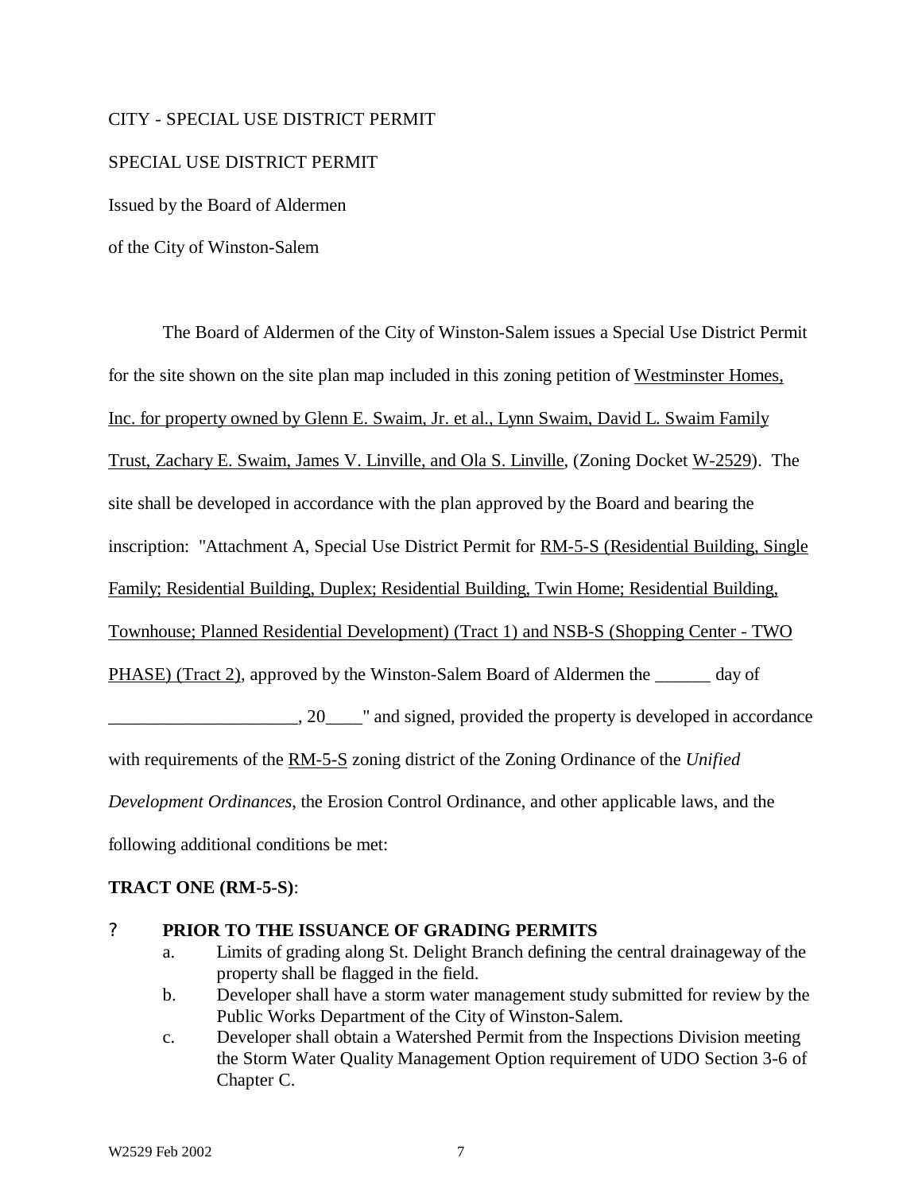CITY - SPECIAL USE DISTRICT PERMIT

SPECIAL USE DISTRICT PERMIT

Issued by the Board of Aldermen

of the City of Winston-Salem

The Board of Aldermen of the City of Winston-Salem issues a Special Use District Permit for the site shown on the site plan map included in this zoning petition of Westminster Homes, Inc. for property owned by Glenn E. Swaim, Jr. et al., Lynn Swaim, David L. Swaim Family Trust, Zachary E. Swaim, James V. Linville, and Ola S. Linville, (Zoning Docket W-2529). The site shall be developed in accordance with the plan approved by the Board and bearing the inscription: "Attachment A, Special Use District Permit for RM-5-S (Residential Building, Single Family; Residential Building, Duplex; Residential Building, Twin Home; Residential Building, Townhouse; Planned Residential Development) (Tract 1) and NSB-S (Shopping Center - TWO PHASE) (Tract 2), approved by the Winston-Salem Board of Aldermen the ______ day of _____________________, 20____" and signed, provided the property is developed in accordance with requirements of the RM-5-S zoning district of the Zoning Ordinance of the *Unified Development Ordinances*, the Erosion Control Ordinance, and other applicable laws, and the following additional conditions be met:

**TRACT ONE (RM-5-S)**:

? **PRIOR TO THE ISSUANCE OF GRADING PERMITS**

a. Limits of grading along St. Delight Branch defining the central drainageway of the property shall be flagged in the field.

b. Developer shall have a storm water management study submitted for review by the Public Works Department of the City of Winston-Salem.

c. Developer shall obtain a Watershed Permit from the Inspections Division meeting the Storm Water Quality Management Option requirement of UDO Section 3-6 of Chapter C.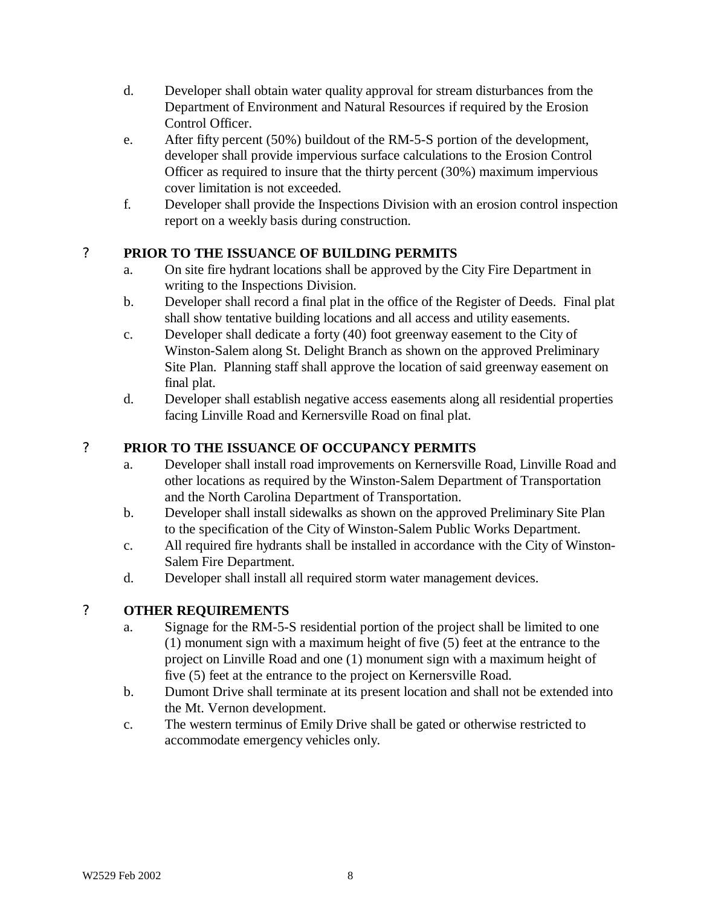d. Developer shall obtain water quality approval for stream disturbances from the Department of Environment and Natural Resources if required by the Erosion Control Officer.

e. After fifty percent (50%) buildout of the RM-5-S portion of the development, developer shall provide impervious surface calculations to the Erosion Control Officer as required to insure that the thirty percent (30%) maximum impervious cover limitation is not exceeded.

f. Developer shall provide the Inspections Division with an erosion control inspection report on a weekly basis during construction.

? **PRIOR TO THE ISSUANCE OF BUILDING PERMITS**

a. On site fire hydrant locations shall be approved by the City Fire Department in writing to the Inspections Division.

b. Developer shall record a final plat in the office of the Register of Deeds. Final plat shall show tentative building locations and all access and utility easements.

c. Developer shall dedicate a forty (40) foot greenway easement to the City of Winston-Salem along St. Delight Branch as shown on the approved Preliminary Site Plan. Planning staff shall approve the location of said greenway easement on final plat.

d. Developer shall establish negative access easements along all residential properties facing Linville Road and Kernersville Road on final plat.

? **PRIOR TO THE ISSUANCE OF OCCUPANCY PERMITS**

a. Developer shall install road improvements on Kernersville Road, Linville Road and other locations as required by the Winston-Salem Department of Transportation and the North Carolina Department of Transportation.

b. Developer shall install sidewalks as shown on the approved Preliminary Site Plan to the specification of the City of Winston-Salem Public Works Department.

c. All required fire hydrants shall be installed in accordance with the City of Winston-Salem Fire Department.

d. Developer shall install all required storm water management devices.

? **OTHER REQUIREMENTS**

a. Signage for the RM-5-S residential portion of the project shall be limited to one (1) monument sign with a maximum height of five (5) feet at the entrance to the project on Linville Road and one (1) monument sign with a maximum height of five (5) feet at the entrance to the project on Kernersville Road.

b. Dumont Drive shall terminate at its present location and shall not be extended into the Mt. Vernon development.

c. The western terminus of Emily Drive shall be gated or otherwise restricted to accommodate emergency vehicles only.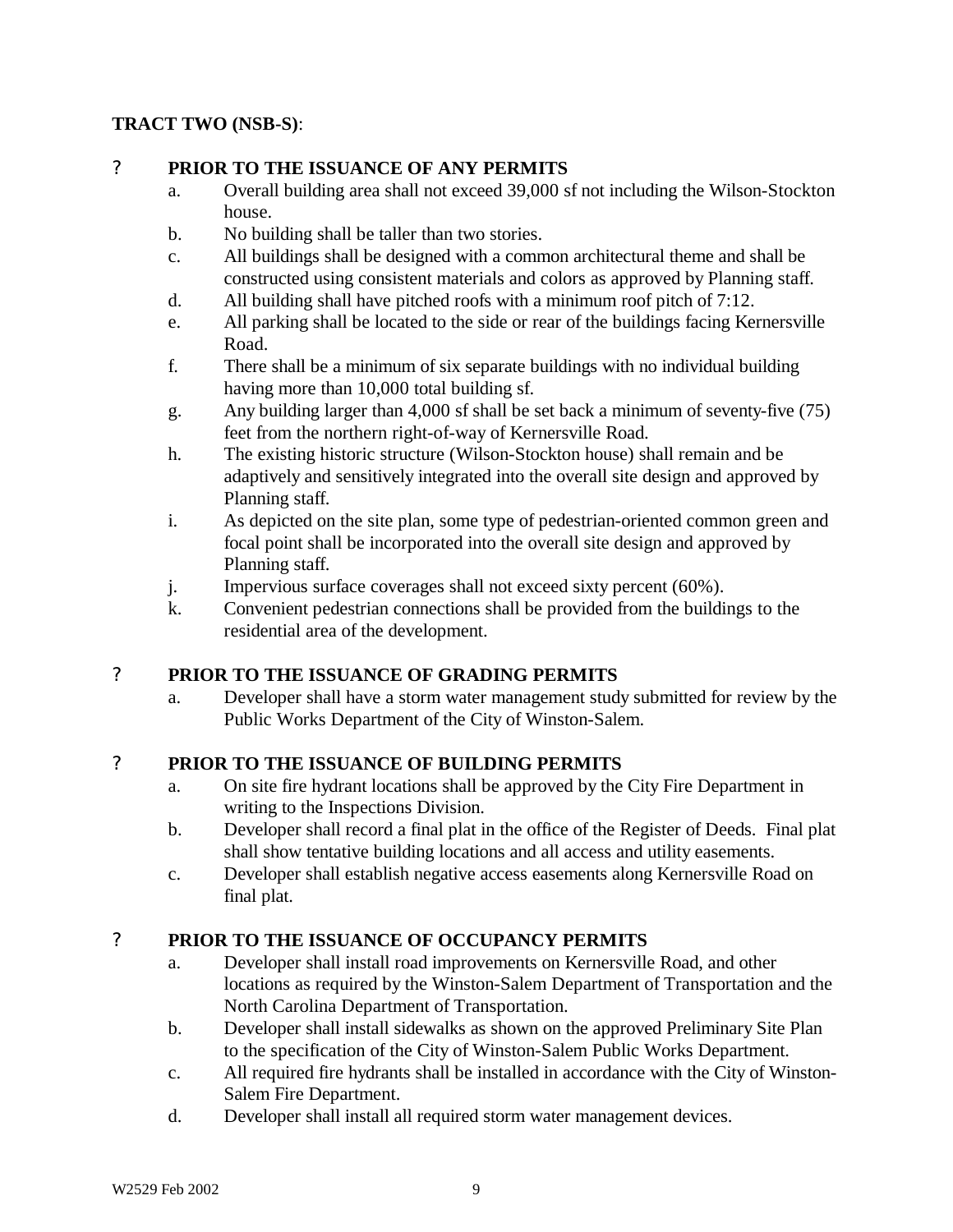**TRACT TWO (NSB-S)**:

? **PRIOR TO THE ISSUANCE OF ANY PERMITS**

a. Overall building area shall not exceed 39,000 sf not including the Wilson-Stockton house.

b. No building shall be taller than two stories.

c. All buildings shall be designed with a common architectural theme and shall be constructed using consistent materials and colors as approved by Planning staff.

d. All building shall have pitched roofs with a minimum roof pitch of 7:12.

e. All parking shall be located to the side or rear of the buildings facing Kernersville Road.

f. There shall be a minimum of six separate buildings with no individual building having more than 10,000 total building sf.

g. Any building larger than 4,000 sf shall be set back a minimum of seventy-five (75) feet from the northern right-of-way of Kernersville Road.

h. The existing historic structure (Wilson-Stockton house) shall remain and be adaptively and sensitively integrated into the overall site design and approved by Planning staff.

i. As depicted on the site plan, some type of pedestrian-oriented common green and focal point shall be incorporated into the overall site design and approved by Planning staff.

j. Impervious surface coverages shall not exceed sixty percent (60%).

k. Convenient pedestrian connections shall be provided from the buildings to the residential area of the development.

? **PRIOR TO THE ISSUANCE OF GRADING PERMITS**

a. Developer shall have a storm water management study submitted for review by the Public Works Department of the City of Winston-Salem.

? **PRIOR TO THE ISSUANCE OF BUILDING PERMITS**

a. On site fire hydrant locations shall be approved by the City Fire Department in writing to the Inspections Division.

b. Developer shall record a final plat in the office of the Register of Deeds. Final plat shall show tentative building locations and all access and utility easements.

c. Developer shall establish negative access easements along Kernersville Road on final plat.

? **PRIOR TO THE ISSUANCE OF OCCUPANCY PERMITS**

a. Developer shall install road improvements on Kernersville Road, and other locations as required by the Winston-Salem Department of Transportation and the North Carolina Department of Transportation.

b. Developer shall install sidewalks as shown on the approved Preliminary Site Plan to the specification of the City of Winston-Salem Public Works Department.

c. All required fire hydrants shall be installed in accordance with the City of Winston-Salem Fire Department.

d. Developer shall install all required storm water management devices.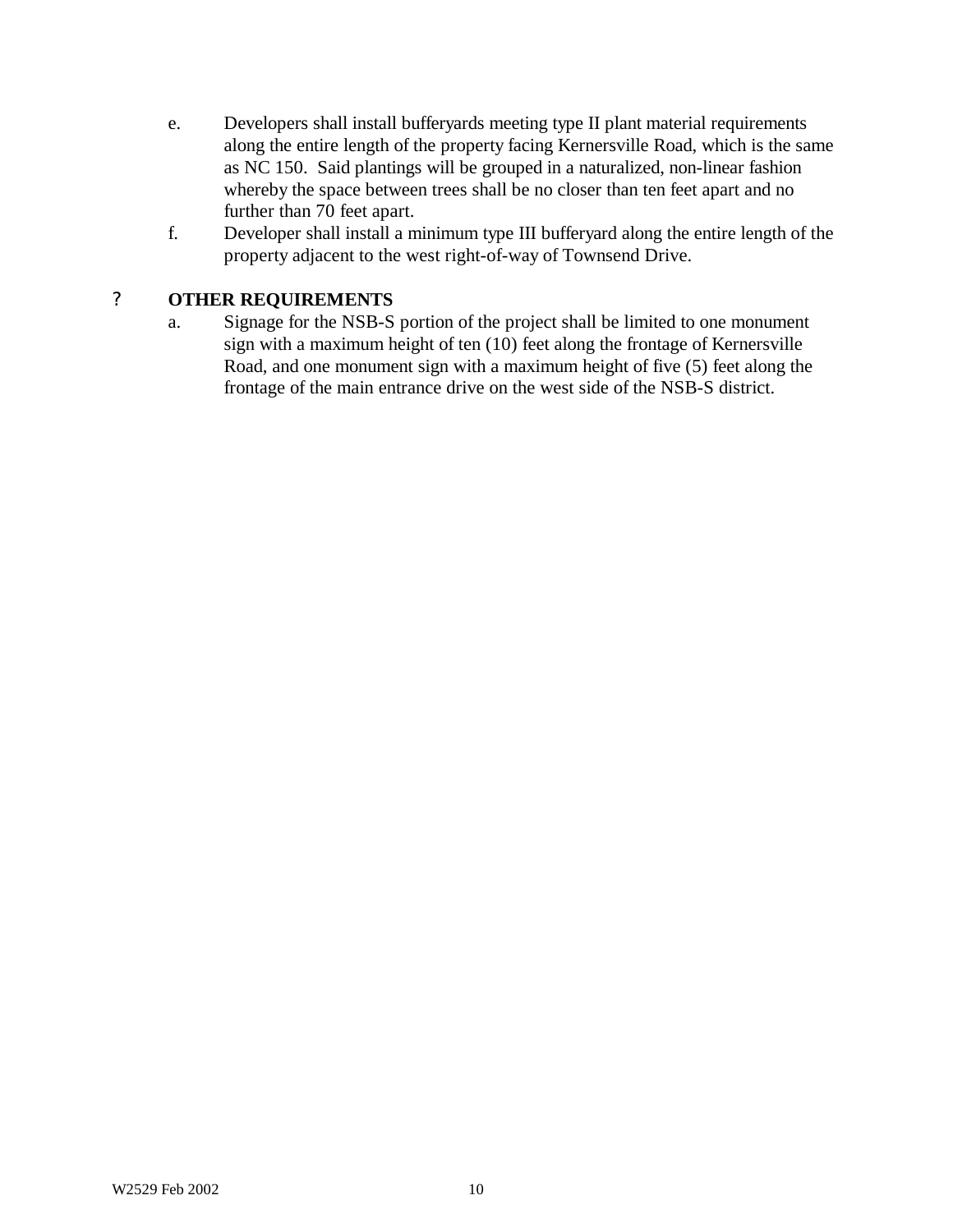e. Developers shall install bufferyards meeting type II plant material requirements along the entire length of the property facing Kernersville Road, which is the same as NC 150. Said plantings will be grouped in a naturalized, non-linear fashion whereby the space between trees shall be no closer than ten feet apart and no further than 70 feet apart.

f. Developer shall install a minimum type III bufferyard along the entire length of the property adjacent to the west right-of-way of Townsend Drive.

? **OTHER REQUIREMENTS**

a. Signage for the NSB-S portion of the project shall be limited to one monument sign with a maximum height of ten (10) feet along the frontage of Kernersville Road, and one monument sign with a maximum height of five (5) feet along the frontage of the main entrance drive on the west side of the NSB-S district.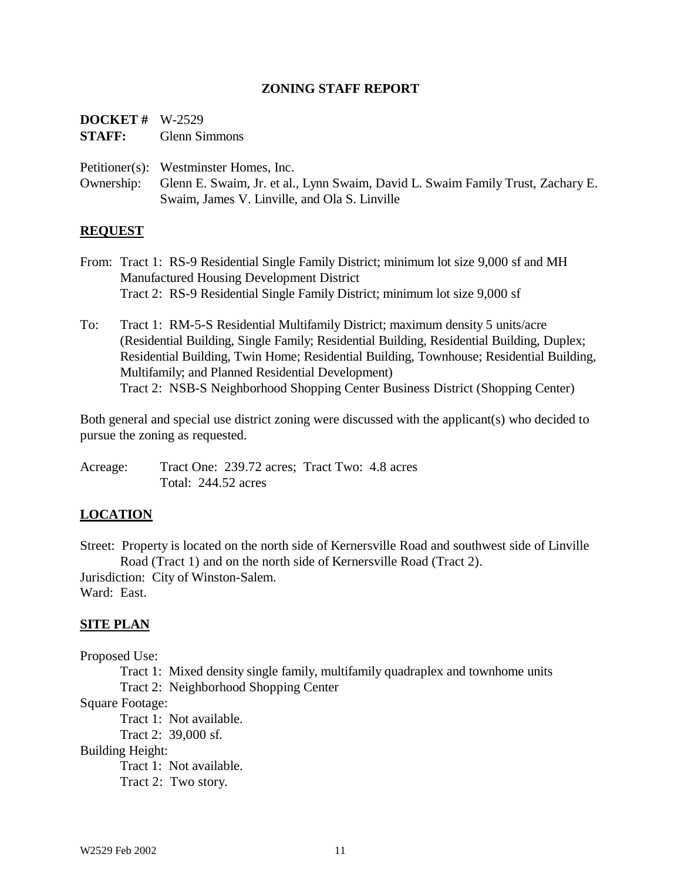## ZONING STAFF REPORT

**DOCKET #** W-2529
**STAFF:** Glenn Simmons

Petitioner(s): Westminster Homes, Inc.
Ownership: Glenn E. Swaim, Jr. et al., Lynn Swaim, David L. Swaim Family Trust, Zachary E. Swaim, James V. Linville, and Ola S. Linville

### REQUEST

From: Tract 1: RS-9 Residential Single Family District; minimum lot size 9,000 sf and MH Manufactured Housing Development District
Tract 2: RS-9 Residential Single Family District; minimum lot size 9,000 sf

To: Tract 1: RM-5-S Residential Multifamily District; maximum density 5 units/acre (Residential Building, Single Family; Residential Building, Residential Building, Duplex; Residential Building, Twin Home; Residential Building, Townhouse; Residential Building, Multifamily; and Planned Residential Development)
Tract 2: NSB-S Neighborhood Shopping Center Business District (Shopping Center)

Both general and special use district zoning were discussed with the applicant(s) who decided to pursue the zoning as requested.

Acreage: Tract One: 239.72 acres; Tract Two: 4.8 acres
Total: 244.52 acres

### LOCATION

Street: Property is located on the north side of Kernersville Road and southwest side of Linville Road (Tract 1) and on the north side of Kernersville Road (Tract 2).
Jurisdiction: City of Winston-Salem.
Ward: East.

### SITE PLAN

Proposed Use:
Tract 1: Mixed density single family, multifamily quadraplex and townhome units
Tract 2: Neighborhood Shopping Center

Square Footage:
Tract 1: Not available.
Tract 2: 39,000 sf.

Building Height:
Tract 1: Not available.
Tract 2: Two story.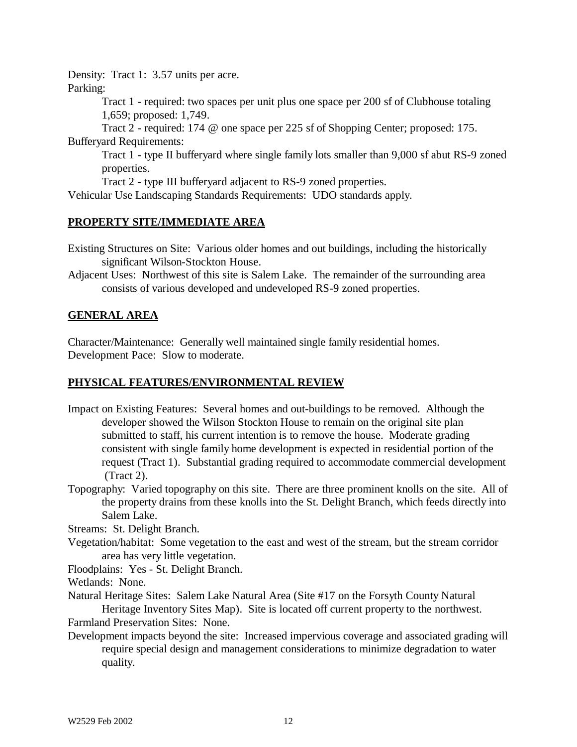Density: Tract 1: 3.57 units per acre.

Parking:

Tract 1 - required: two spaces per unit plus one space per 200 sf of Clubhouse totaling 1,659; proposed: 1,749.

Tract 2 - required: 174 @ one space per 225 sf of Shopping Center; proposed: 175.

Bufferyard Requirements:

Tract 1 - type II bufferyard where single family lots smaller than 9,000 sf abut RS-9 zoned properties.

Tract 2 - type III bufferyard adjacent to RS-9 zoned properties.

Vehicular Use Landscaping Standards Requirements: UDO standards apply.

## PROPERTY SITE/IMMEDIATE AREA

Existing Structures on Site: Various older homes and out buildings, including the historically significant Wilson-Stockton House.

Adjacent Uses: Northwest of this site is Salem Lake. The remainder of the surrounding area consists of various developed and undeveloped RS-9 zoned properties.

## GENERAL AREA

Character/Maintenance: Generally well maintained single family residential homes.

Development Pace: Slow to moderate.

## PHYSICAL FEATURES/ENVIRONMENTAL REVIEW

Impact on Existing Features: Several homes and out-buildings to be removed. Although the developer showed the Wilson Stockton House to remain on the original site plan submitted to staff, his current intention is to remove the house. Moderate grading consistent with single family home development is expected in residential portion of the request (Tract 1). Substantial grading required to accommodate commercial development (Tract 2).

Topography: Varied topography on this site. There are three prominent knolls on the site. All of the property drains from these knolls into the St. Delight Branch, which feeds directly into Salem Lake.

Streams: St. Delight Branch.

Vegetation/habitat: Some vegetation to the east and west of the stream, but the stream corridor area has very little vegetation.

Floodplains: Yes - St. Delight Branch.

Wetlands: None.

Natural Heritage Sites: Salem Lake Natural Area (Site #17 on the Forsyth County Natural Heritage Inventory Sites Map). Site is located off current property to the northwest.

Farmland Preservation Sites: None.

Development impacts beyond the site: Increased impervious coverage and associated grading will require special design and management considerations to minimize degradation to water quality.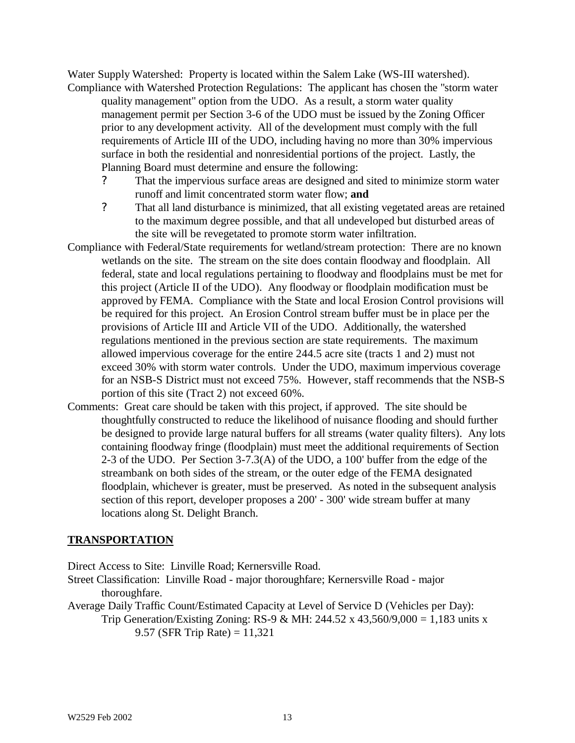Water Supply Watershed: Property is located within the Salem Lake (WS-III watershed).

Compliance with Watershed Protection Regulations: The applicant has chosen the "storm water quality management" option from the UDO. As a result, a storm water quality management permit per Section 3-6 of the UDO must be issued by the Zoning Officer prior to any development activity. All of the development must comply with the full requirements of Article III of the UDO, including having no more than 30% impervious surface in both the residential and nonresidential portions of the project. Lastly, the Planning Board must determine and ensure the following:

- That the impervious surface areas are designed and sited to minimize storm water runoff and limit concentrated storm water flow; **and**
- That all land disturbance is minimized, that all existing vegetated areas are retained to the maximum degree possible, and that all undeveloped but disturbed areas of the site will be revegetated to promote storm water infiltration.

Compliance with Federal/State requirements for wetland/stream protection: There are no known wetlands on the site. The stream on the site does contain floodway and floodplain. All federal, state and local regulations pertaining to floodway and floodplains must be met for this project (Article II of the UDO). Any floodway or floodplain modification must be approved by FEMA. Compliance with the State and local Erosion Control provisions will be required for this project. An Erosion Control stream buffer must be in place per the provisions of Article III and Article VII of the UDO. Additionally, the watershed regulations mentioned in the previous section are state requirements. The maximum allowed impervious coverage for the entire 244.5 acre site (tracts 1 and 2) must not exceed 30% with storm water controls. Under the UDO, maximum impervious coverage for an NSB-S District must not exceed 75%. However, staff recommends that the NSB-S portion of this site (Tract 2) not exceed 60%.

Comments: Great care should be taken with this project, if approved. The site should be thoughtfully constructed to reduce the likelihood of nuisance flooding and should further be designed to provide large natural buffers for all streams (water quality filters). Any lots containing floodway fringe (floodplain) must meet the additional requirements of Section 2-3 of the UDO. Per Section 3-7.3(A) of the UDO, a 100' buffer from the edge of the streambank on both sides of the stream, or the outer edge of the FEMA designated floodplain, whichever is greater, must be preserved. As noted in the subsequent analysis section of this report, developer proposes a 200' - 300' wide stream buffer at many locations along St. Delight Branch.

## TRANSPORTATION

Direct Access to Site: Linville Road; Kernersville Road.

Street Classification: Linville Road - major thoroughfare; Kernersville Road - major thoroughfare.

Average Daily Traffic Count/Estimated Capacity at Level of Service D (Vehicles per Day):

Trip Generation/Existing Zoning: RS-9 & MH: 244.52 x 43,560/9,000 = 1,183 units x 9.57 (SFR Trip Rate) = 11,321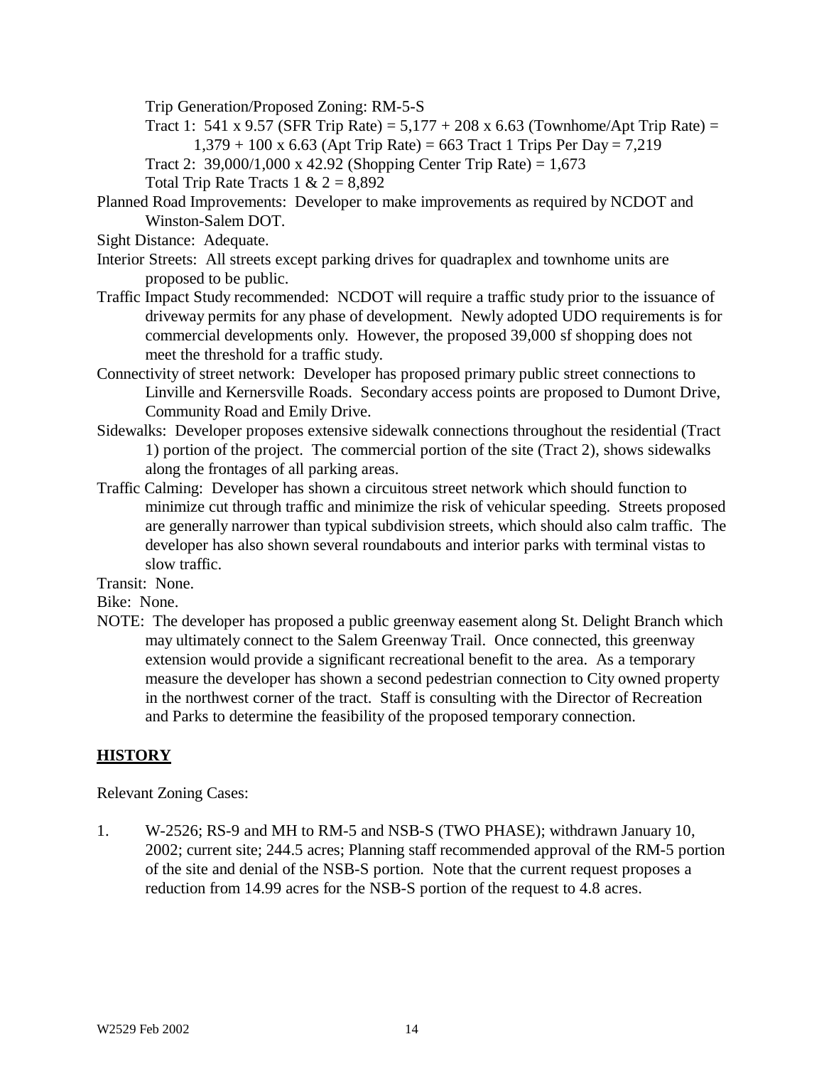Trip Generation/Proposed Zoning: RM-5-S

Tract 1: 541 x 9.57 (SFR Trip Rate) = 5,177 + 208 x 6.63 (Townhome/Apt Trip Rate) = 1,379 + 100 x 6.63 (Apt Trip Rate) = 663 Tract 1 Trips Per Day = 7,219

Tract 2: 39,000/1,000 x 42.92 (Shopping Center Trip Rate) = 1,673

Total Trip Rate Tracts 1 & 2 = 8,892

Planned Road Improvements: Developer to make improvements as required by NCDOT and Winston-Salem DOT.

Sight Distance: Adequate.

Interior Streets: All streets except parking drives for quadraplex and townhome units are proposed to be public.

Traffic Impact Study recommended: NCDOT will require a traffic study prior to the issuance of driveway permits for any phase of development. Newly adopted UDO requirements is for commercial developments only. However, the proposed 39,000 sf shopping does not meet the threshold for a traffic study.

Connectivity of street network: Developer has proposed primary public street connections to Linville and Kernersville Roads. Secondary access points are proposed to Dumont Drive, Community Road and Emily Drive.

Sidewalks: Developer proposes extensive sidewalk connections throughout the residential (Tract 1) portion of the project. The commercial portion of the site (Tract 2), shows sidewalks along the frontages of all parking areas.

Traffic Calming: Developer has shown a circuitous street network which should function to minimize cut through traffic and minimize the risk of vehicular speeding. Streets proposed are generally narrower than typical subdivision streets, which should also calm traffic. The developer has also shown several roundabouts and interior parks with terminal vistas to slow traffic.

Transit: None.

Bike: None.

NOTE: The developer has proposed a public greenway easement along St. Delight Branch which may ultimately connect to the Salem Greenway Trail. Once connected, this greenway extension would provide a significant recreational benefit to the area. As a temporary measure the developer has shown a second pedestrian connection to City owned property in the northwest corner of the tract. Staff is consulting with the Director of Recreation and Parks to determine the feasibility of the proposed temporary connection.

## HISTORY

Relevant Zoning Cases:

1. W-2526; RS-9 and MH to RM-5 and NSB-S (TWO PHASE); withdrawn January 10, 2002; current site; 244.5 acres; Planning staff recommended approval of the RM-5 portion of the site and denial of the NSB-S portion. Note that the current request proposes a reduction from 14.99 acres for the NSB-S portion of the request to 4.8 acres.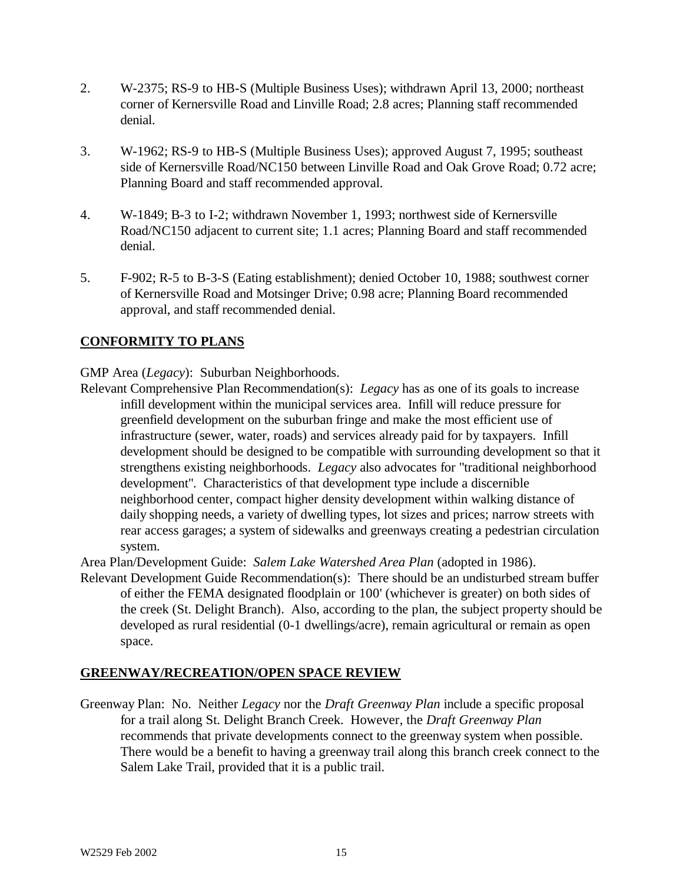2. W-2375; RS-9 to HB-S (Multiple Business Uses); withdrawn April 13, 2000; northeast corner of Kernersville Road and Linville Road; 2.8 acres; Planning staff recommended denial.

3. W-1962; RS-9 to HB-S (Multiple Business Uses); approved August 7, 1995; southeast side of Kernersville Road/NC150 between Linville Road and Oak Grove Road; 0.72 acre; Planning Board and staff recommended approval.

4. W-1849; B-3 to I-2; withdrawn November 1, 1993; northwest side of Kernersville Road/NC150 adjacent to current site; 1.1 acres; Planning Board and staff recommended denial.

5. F-902; R-5 to B-3-S (Eating establishment); denied October 10, 1988; southwest corner of Kernersville Road and Motsinger Drive; 0.98 acre; Planning Board recommended approval, and staff recommended denial.

## CONFORMITY TO PLANS

GMP Area (*Legacy*): Suburban Neighborhoods.

Relevant Comprehensive Plan Recommendation(s): *Legacy* has as one of its goals to increase infill development within the municipal services area. Infill will reduce pressure for greenfield development on the suburban fringe and make the most efficient use of infrastructure (sewer, water, roads) and services already paid for by taxpayers. Infill development should be designed to be compatible with surrounding development so that it strengthens existing neighborhoods. *Legacy* also advocates for "traditional neighborhood development". Characteristics of that development type include a discernible neighborhood center, compact higher density development within walking distance of daily shopping needs, a variety of dwelling types, lot sizes and prices; narrow streets with rear access garages; a system of sidewalks and greenways creating a pedestrian circulation system.

Area Plan/Development Guide: *Salem Lake Watershed Area Plan* (adopted in 1986).

Relevant Development Guide Recommendation(s): There should be an undisturbed stream buffer of either the FEMA designated floodplain or 100' (whichever is greater) on both sides of the creek (St. Delight Branch). Also, according to the plan, the subject property should be developed as rural residential (0-1 dwellings/acre), remain agricultural or remain as open space.

## GREENWAY/RECREATION/OPEN SPACE REVIEW

Greenway Plan: No. Neither *Legacy* nor the *Draft Greenway Plan* include a specific proposal for a trail along St. Delight Branch Creek. However, the *Draft Greenway Plan* recommends that private developments connect to the greenway system when possible. There would be a benefit to having a greenway trail along this branch creek connect to the Salem Lake Trail, provided that it is a public trail.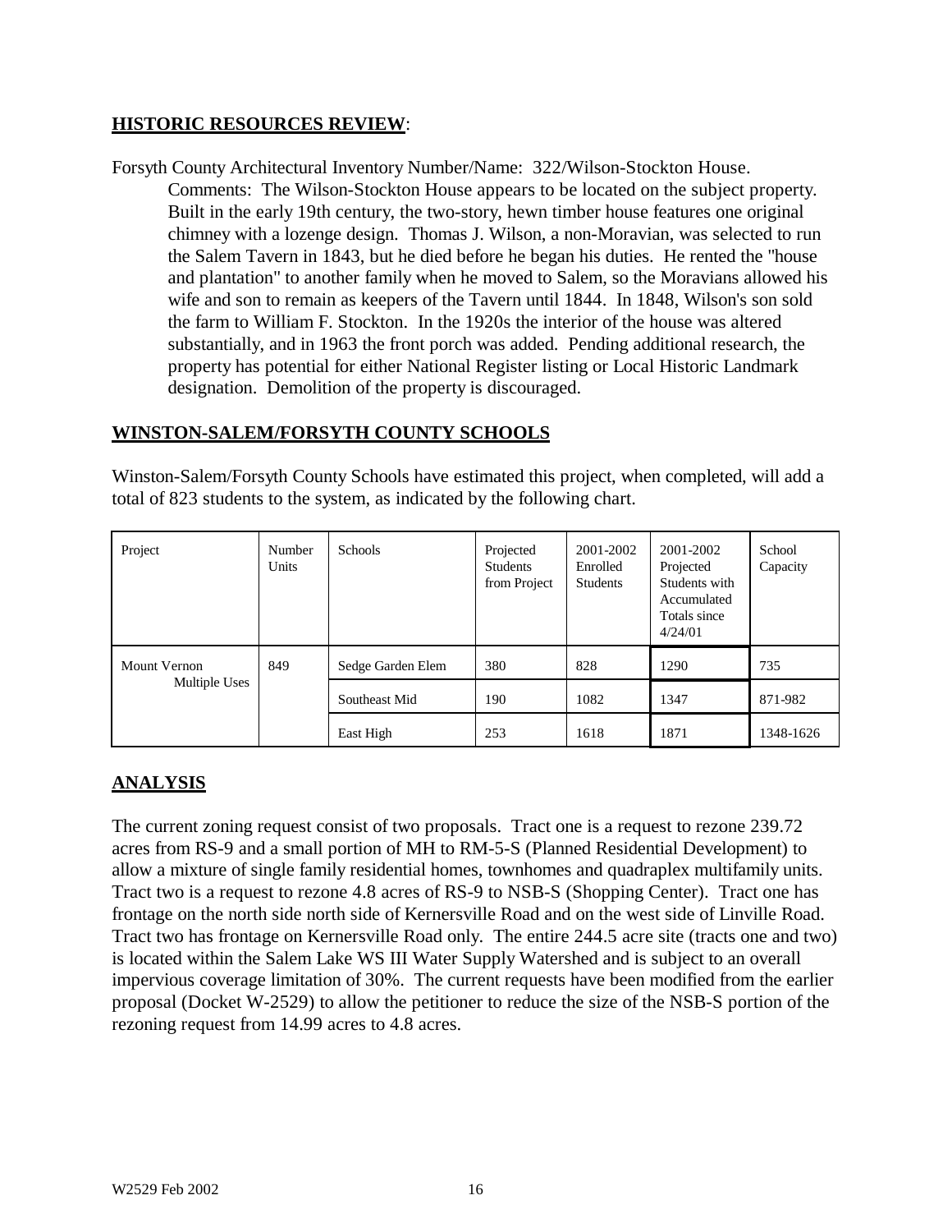**HISTORIC RESOURCES REVIEW**:

Forsyth County Architectural Inventory Number/Name: 322/Wilson-Stockton House.

Comments: The Wilson-Stockton House appears to be located on the subject property. Built in the early 19th century, the two-story, hewn timber house features one original chimney with a lozenge design. Thomas J. Wilson, a non-Moravian, was selected to run the Salem Tavern in 1843, but he died before he began his duties. He rented the "house and plantation" to another family when he moved to Salem, so the Moravians allowed his wife and son to remain as keepers of the Tavern until 1844. In 1848, Wilson's son sold the farm to William F. Stockton. In the 1920s the interior of the house was altered substantially, and in 1963 the front porch was added. Pending additional research, the property has potential for either National Register listing or Local Historic Landmark designation. Demolition of the property is discouraged.

**WINSTON-SALEM/FORSYTH COUNTY SCHOOLS**

Winston-Salem/Forsyth County Schools have estimated this project, when completed, will add a total of 823 students to the system, as indicated by the following chart.

| Project | Number Units | Schools | Projected Students from Project | 2001-2002 Enrolled Students | 2001-2002 Projected Students with Accumulated Totals since 4/24/01 | School Capacity |
|---|---|---|---|---|---|---|
| Mount Vernon Multiple Uses | 849 | Sedge Garden Elem | 380 | 828 | 1290 | 735 |
| | | Southeast Mid | 190 | 1082 | 1347 | 871-982 |
| | | East High | 253 | 1618 | 1871 | 1348-1626 |

**ANALYSIS**

The current zoning request consist of two proposals. Tract one is a request to rezone 239.72 acres from RS-9 and a small portion of MH to RM-5-S (Planned Residential Development) to allow a mixture of single family residential homes, townhomes and quadraplex multifamily units. Tract two is a request to rezone 4.8 acres of RS-9 to NSB-S (Shopping Center). Tract one has frontage on the north side north side of Kernersville Road and on the west side of Linville Road. Tract two has frontage on Kernersville Road only. The entire 244.5 acre site (tracts one and two) is located within the Salem Lake WS III Water Supply Watershed and is subject to an overall impervious coverage limitation of 30%. The current requests have been modified from the earlier proposal (Docket W-2529) to allow the petitioner to reduce the size of the NSB-S portion of the rezoning request from 14.99 acres to 4.8 acres.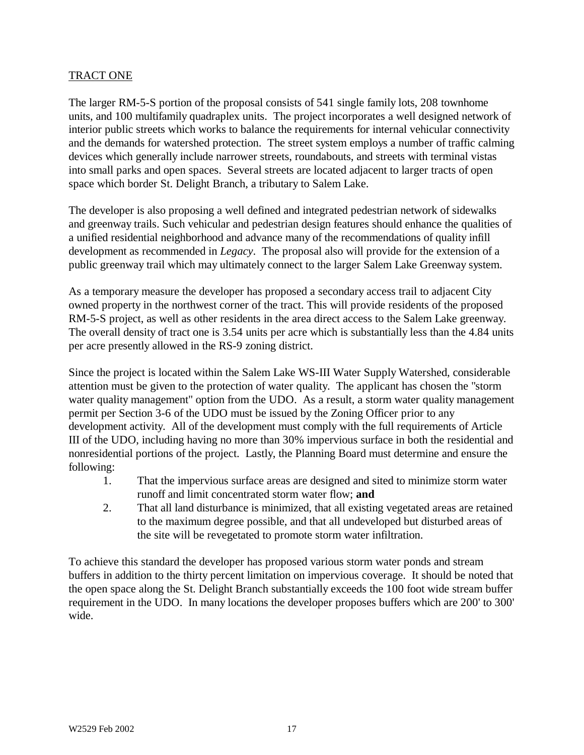TRACT ONE

The larger RM-5-S portion of the proposal consists of 541 single family lots, 208 townhome units, and 100 multifamily quadraplex units. The project incorporates a well designed network of interior public streets which works to balance the requirements for internal vehicular connectivity and the demands for watershed protection. The street system employs a number of traffic calming devices which generally include narrower streets, roundabouts, and streets with terminal vistas into small parks and open spaces. Several streets are located adjacent to larger tracts of open space which border St. Delight Branch, a tributary to Salem Lake.

The developer is also proposing a well defined and integrated pedestrian network of sidewalks and greenway trails. Such vehicular and pedestrian design features should enhance the qualities of a unified residential neighborhood and advance many of the recommendations of quality infill development as recommended in *Legacy*. The proposal also will provide for the extension of a public greenway trail which may ultimately connect to the larger Salem Lake Greenway system.

As a temporary measure the developer has proposed a secondary access trail to adjacent City owned property in the northwest corner of the tract. This will provide residents of the proposed RM-5-S project, as well as other residents in the area direct access to the Salem Lake greenway. The overall density of tract one is 3.54 units per acre which is substantially less than the 4.84 units per acre presently allowed in the RS-9 zoning district.

Since the project is located within the Salem Lake WS-III Water Supply Watershed, considerable attention must be given to the protection of water quality. The applicant has chosen the "storm water quality management" option from the UDO. As a result, a storm water quality management permit per Section 3-6 of the UDO must be issued by the Zoning Officer prior to any development activity. All of the development must comply with the full requirements of Article III of the UDO, including having no more than 30% impervious surface in both the residential and nonresidential portions of the project. Lastly, the Planning Board must determine and ensure the following:

1. That the impervious surface areas are designed and sited to minimize storm water runoff and limit concentrated storm water flow; **and**
2. That all land disturbance is minimized, that all existing vegetated areas are retained to the maximum degree possible, and that all undeveloped but disturbed areas of the site will be revegetated to promote storm water infiltration.

To achieve this standard the developer has proposed various storm water ponds and stream buffers in addition to the thirty percent limitation on impervious coverage. It should be noted that the open space along the St. Delight Branch substantially exceeds the 100 foot wide stream buffer requirement in the UDO. In many locations the developer proposes buffers which are 200' to 300' wide.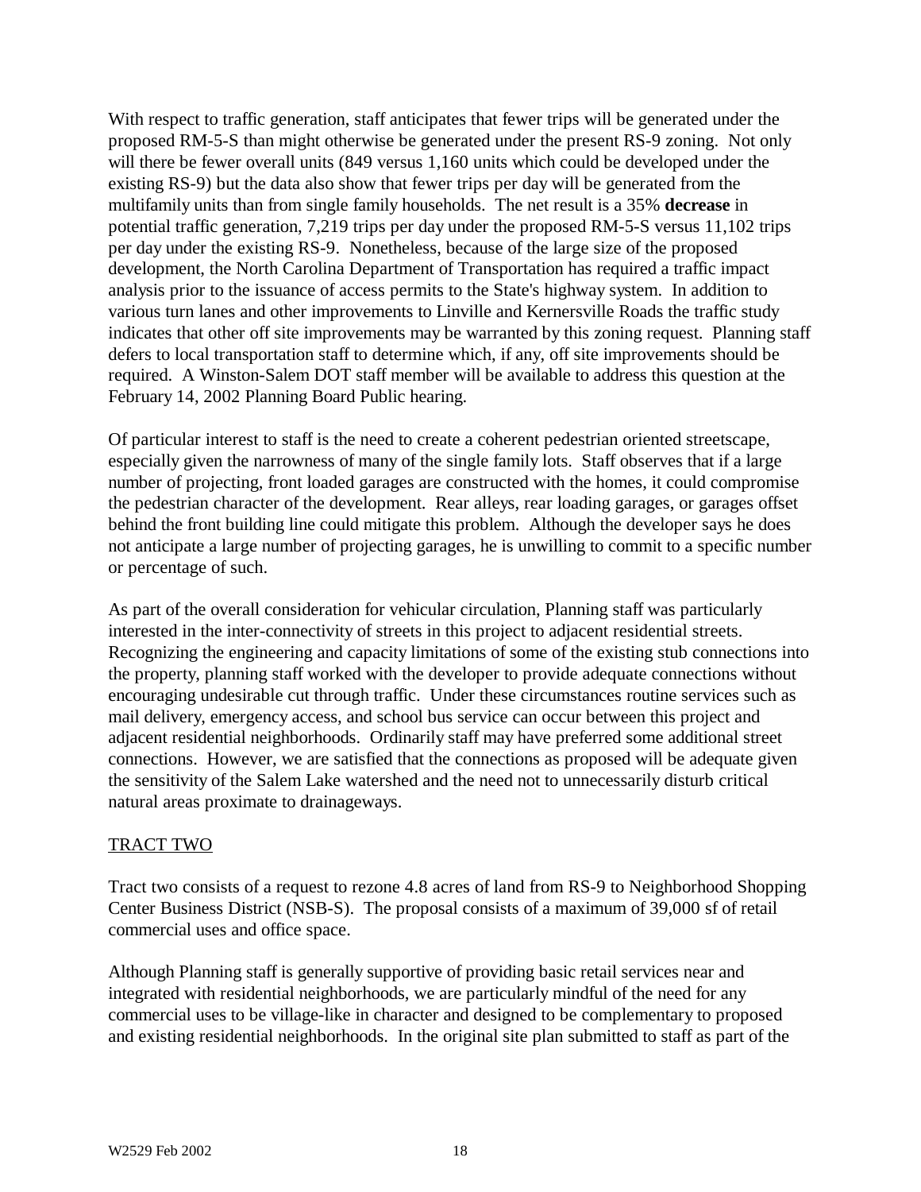With respect to traffic generation, staff anticipates that fewer trips will be generated under the proposed RM-5-S than might otherwise be generated under the present RS-9 zoning. Not only will there be fewer overall units (849 versus 1,160 units which could be developed under the existing RS-9) but the data also show that fewer trips per day will be generated from the multifamily units than from single family households. The net result is a 35% **decrease** in potential traffic generation, 7,219 trips per day under the proposed RM-5-S versus 11,102 trips per day under the existing RS-9. Nonetheless, because of the large size of the proposed development, the North Carolina Department of Transportation has required a traffic impact analysis prior to the issuance of access permits to the State's highway system. In addition to various turn lanes and other improvements to Linville and Kernersville Roads the traffic study indicates that other off site improvements may be warranted by this zoning request. Planning staff defers to local transportation staff to determine which, if any, off site improvements should be required. A Winston-Salem DOT staff member will be available to address this question at the February 14, 2002 Planning Board Public hearing.

Of particular interest to staff is the need to create a coherent pedestrian oriented streetscape, especially given the narrowness of many of the single family lots. Staff observes that if a large number of projecting, front loaded garages are constructed with the homes, it could compromise the pedestrian character of the development. Rear alleys, rear loading garages, or garages offset behind the front building line could mitigate this problem. Although the developer says he does not anticipate a large number of projecting garages, he is unwilling to commit to a specific number or percentage of such.

As part of the overall consideration for vehicular circulation, Planning staff was particularly interested in the inter-connectivity of streets in this project to adjacent residential streets. Recognizing the engineering and capacity limitations of some of the existing stub connections into the property, planning staff worked with the developer to provide adequate connections without encouraging undesirable cut through traffic. Under these circumstances routine services such as mail delivery, emergency access, and school bus service can occur between this project and adjacent residential neighborhoods. Ordinarily staff may have preferred some additional street connections. However, we are satisfied that the connections as proposed will be adequate given the sensitivity of the Salem Lake watershed and the need not to unnecessarily disturb critical natural areas proximate to drainageways.

TRACT TWO

Tract two consists of a request to rezone 4.8 acres of land from RS-9 to Neighborhood Shopping Center Business District (NSB-S). The proposal consists of a maximum of 39,000 sf of retail commercial uses and office space.

Although Planning staff is generally supportive of providing basic retail services near and integrated with residential neighborhoods, we are particularly mindful of the need for any commercial uses to be village-like in character and designed to be complementary to proposed and existing residential neighborhoods. In the original site plan submitted to staff as part of the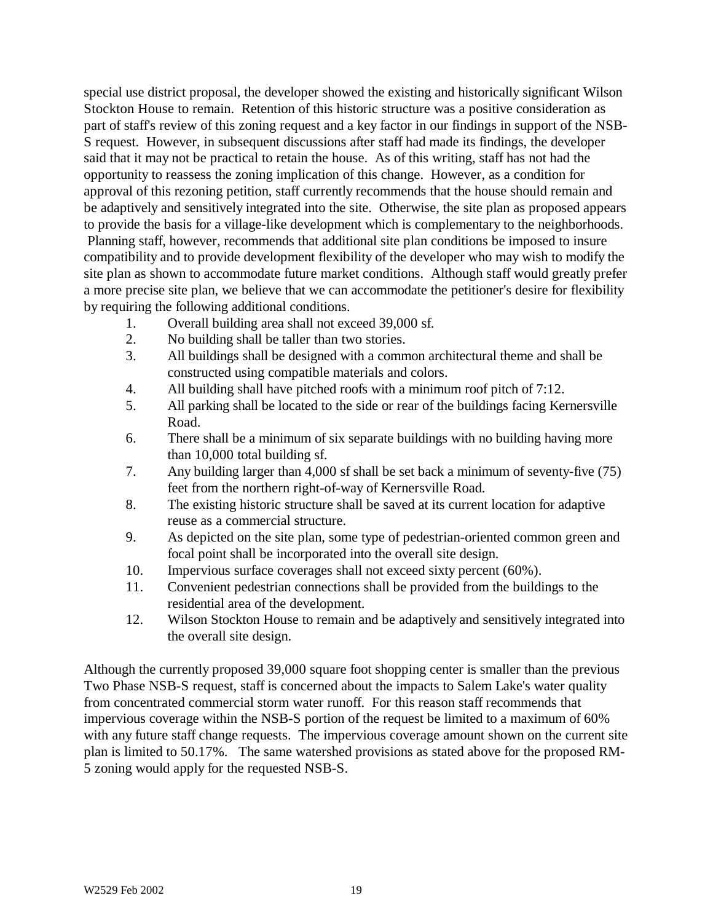special use district proposal, the developer showed the existing and historically significant Wilson Stockton House to remain. Retention of this historic structure was a positive consideration as part of staff's review of this zoning request and a key factor in our findings in support of the NSB-S request. However, in subsequent discussions after staff had made its findings, the developer said that it may not be practical to retain the house. As of this writing, staff has not had the opportunity to reassess the zoning implication of this change. However, as a condition for approval of this rezoning petition, staff currently recommends that the house should remain and be adaptively and sensitively integrated into the site. Otherwise, the site plan as proposed appears to provide the basis for a village-like development which is complementary to the neighborhoods. Planning staff, however, recommends that additional site plan conditions be imposed to insure compatibility and to provide development flexibility of the developer who may wish to modify the site plan as shown to accommodate future market conditions. Although staff would greatly prefer a more precise site plan, we believe that we can accommodate the petitioner's desire for flexibility by requiring the following additional conditions.

1. Overall building area shall not exceed 39,000 sf.
2. No building shall be taller than two stories.
3. All buildings shall be designed with a common architectural theme and shall be constructed using compatible materials and colors.
4. All building shall have pitched roofs with a minimum roof pitch of 7:12.
5. All parking shall be located to the side or rear of the buildings facing Kernersville Road.
6. There shall be a minimum of six separate buildings with no building having more than 10,000 total building sf.
7. Any building larger than 4,000 sf shall be set back a minimum of seventy-five (75) feet from the northern right-of-way of Kernersville Road.
8. The existing historic structure shall be saved at its current location for adaptive reuse as a commercial structure.
9. As depicted on the site plan, some type of pedestrian-oriented common green and focal point shall be incorporated into the overall site design.
10. Impervious surface coverages shall not exceed sixty percent (60%).
11. Convenient pedestrian connections shall be provided from the buildings to the residential area of the development.
12. Wilson Stockton House to remain and be adaptively and sensitively integrated into the overall site design.

Although the currently proposed 39,000 square foot shopping center is smaller than the previous Two Phase NSB-S request, staff is concerned about the impacts to Salem Lake's water quality from concentrated commercial storm water runoff. For this reason staff recommends that impervious coverage within the NSB-S portion of the request be limited to a maximum of 60% with any future staff change requests. The impervious coverage amount shown on the current site plan is limited to 50.17%. The same watershed provisions as stated above for the proposed RM-5 zoning would apply for the requested NSB-S.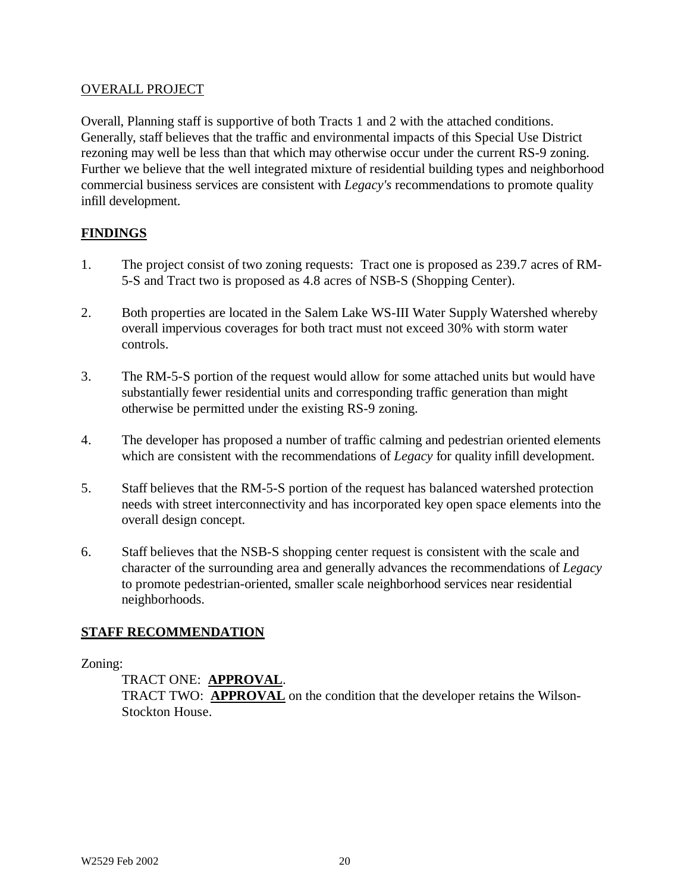OVERALL PROJECT

Overall, Planning staff is supportive of both Tracts 1 and 2 with the attached conditions. Generally, staff believes that the traffic and environmental impacts of this Special Use District rezoning may well be less than that which may otherwise occur under the current RS-9 zoning. Further we believe that the well integrated mixture of residential building types and neighborhood commercial business services are consistent with *Legacy's* recommendations to promote quality infill development.

## **FINDINGS**

1. The project consist of two zoning requests: Tract one is proposed as 239.7 acres of RM-5-S and Tract two is proposed as 4.8 acres of NSB-S (Shopping Center).

2. Both properties are located in the Salem Lake WS-III Water Supply Watershed whereby overall impervious coverages for both tract must not exceed 30% with storm water controls.

3. The RM-5-S portion of the request would allow for some attached units but would have substantially fewer residential units and corresponding traffic generation than might otherwise be permitted under the existing RS-9 zoning.

4. The developer has proposed a number of traffic calming and pedestrian oriented elements which are consistent with the recommendations of *Legacy* for quality infill development.

5. Staff believes that the RM-5-S portion of the request has balanced watershed protection needs with street interconnectivity and has incorporated key open space elements into the overall design concept.

6. Staff believes that the NSB-S shopping center request is consistent with the scale and character of the surrounding area and generally advances the recommendations of *Legacy* to promote pedestrian-oriented, smaller scale neighborhood services near residential neighborhoods.

## **STAFF RECOMMENDATION**

Zoning:

TRACT ONE: **APPROVAL**.
TRACT TWO: **APPROVAL** on the condition that the developer retains the Wilson-Stockton House.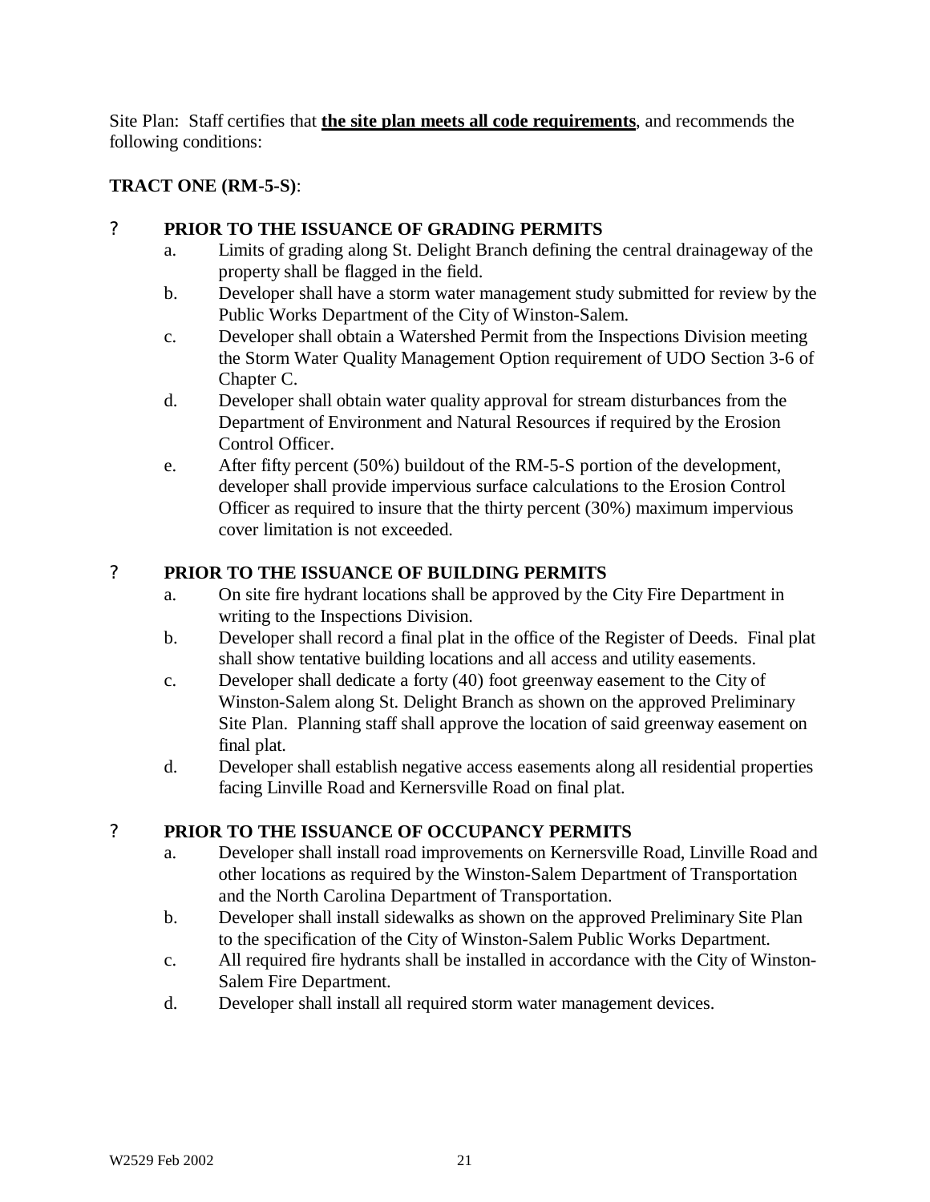Site Plan: Staff certifies that **<u>the site plan meets all code requirements</u>**, and recommends the following conditions:

**TRACT ONE (RM-5-S)**:

? **PRIOR TO THE ISSUANCE OF GRADING PERMITS**

a. Limits of grading along St. Delight Branch defining the central drainageway of the property shall be flagged in the field.

b. Developer shall have a storm water management study submitted for review by the Public Works Department of the City of Winston-Salem.

c. Developer shall obtain a Watershed Permit from the Inspections Division meeting the Storm Water Quality Management Option requirement of UDO Section 3-6 of Chapter C.

d. Developer shall obtain water quality approval for stream disturbances from the Department of Environment and Natural Resources if required by the Erosion Control Officer.

e. After fifty percent (50%) buildout of the RM-5-S portion of the development, developer shall provide impervious surface calculations to the Erosion Control Officer as required to insure that the thirty percent (30%) maximum impervious cover limitation is not exceeded.

? **PRIOR TO THE ISSUANCE OF BUILDING PERMITS**

a. On site fire hydrant locations shall be approved by the City Fire Department in writing to the Inspections Division.

b. Developer shall record a final plat in the office of the Register of Deeds. Final plat shall show tentative building locations and all access and utility easements.

c. Developer shall dedicate a forty (40) foot greenway easement to the City of Winston-Salem along St. Delight Branch as shown on the approved Preliminary Site Plan. Planning staff shall approve the location of said greenway easement on final plat.

d. Developer shall establish negative access easements along all residential properties facing Linville Road and Kernersville Road on final plat.

? **PRIOR TO THE ISSUANCE OF OCCUPANCY PERMITS**

a. Developer shall install road improvements on Kernersville Road, Linville Road and other locations as required by the Winston-Salem Department of Transportation and the North Carolina Department of Transportation.

b. Developer shall install sidewalks as shown on the approved Preliminary Site Plan to the specification of the City of Winston-Salem Public Works Department.

c. All required fire hydrants shall be installed in accordance with the City of Winston-Salem Fire Department.

d. Developer shall install all required storm water management devices.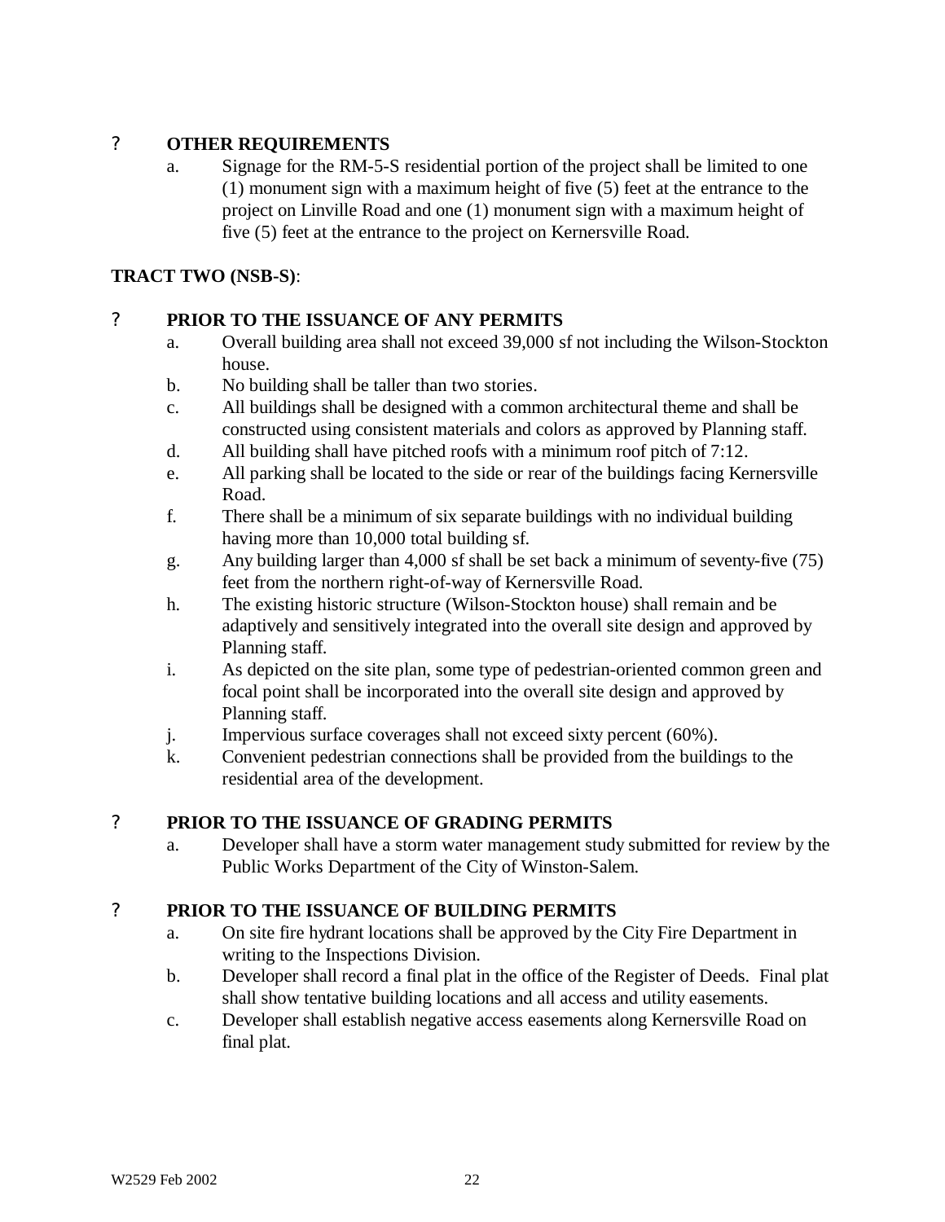? **OTHER REQUIREMENTS**

a. Signage for the RM-5-S residential portion of the project shall be limited to one (1) monument sign with a maximum height of five (5) feet at the entrance to the project on Linville Road and one (1) monument sign with a maximum height of five (5) feet at the entrance to the project on Kernersville Road.

**TRACT TWO (NSB-S)**:

? **PRIOR TO THE ISSUANCE OF ANY PERMITS**

a. Overall building area shall not exceed 39,000 sf not including the Wilson-Stockton house.
b. No building shall be taller than two stories.
c. All buildings shall be designed with a common architectural theme and shall be constructed using consistent materials and colors as approved by Planning staff.
d. All building shall have pitched roofs with a minimum roof pitch of 7:12.
e. All parking shall be located to the side or rear of the buildings facing Kernersville Road.
f. There shall be a minimum of six separate buildings with no individual building having more than 10,000 total building sf.
g. Any building larger than 4,000 sf shall be set back a minimum of seventy-five (75) feet from the northern right-of-way of Kernersville Road.
h. The existing historic structure (Wilson-Stockton house) shall remain and be adaptively and sensitively integrated into the overall site design and approved by Planning staff.
i. As depicted on the site plan, some type of pedestrian-oriented common green and focal point shall be incorporated into the overall site design and approved by Planning staff.
j. Impervious surface coverages shall not exceed sixty percent (60%).
k. Convenient pedestrian connections shall be provided from the buildings to the residential area of the development.

? **PRIOR TO THE ISSUANCE OF GRADING PERMITS**

a. Developer shall have a storm water management study submitted for review by the Public Works Department of the City of Winston-Salem.

? **PRIOR TO THE ISSUANCE OF BUILDING PERMITS**

a. On site fire hydrant locations shall be approved by the City Fire Department in writing to the Inspections Division.
b. Developer shall record a final plat in the office of the Register of Deeds. Final plat shall show tentative building locations and all access and utility easements.
c. Developer shall establish negative access easements along Kernersville Road on final plat.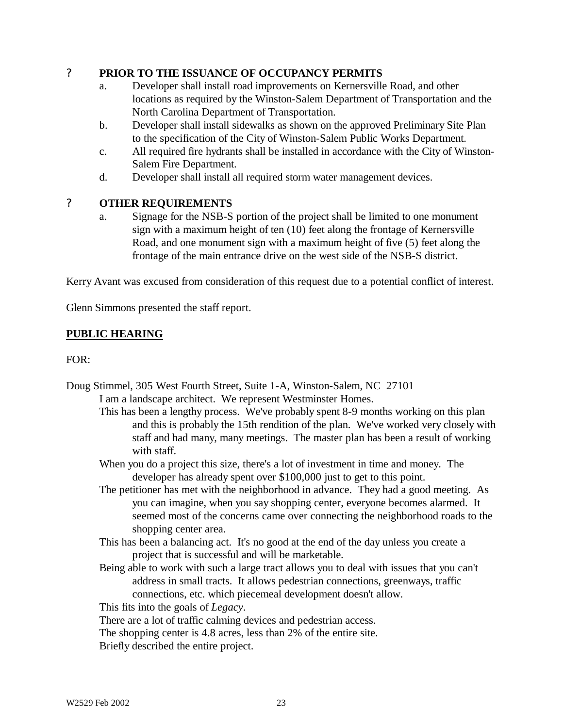? **PRIOR TO THE ISSUANCE OF OCCUPANCY PERMITS**

a. Developer shall install road improvements on Kernersville Road, and other locations as required by the Winston-Salem Department of Transportation and the North Carolina Department of Transportation.

b. Developer shall install sidewalks as shown on the approved Preliminary Site Plan to the specification of the City of Winston-Salem Public Works Department.

c. All required fire hydrants shall be installed in accordance with the City of Winston-Salem Fire Department.

d. Developer shall install all required storm water management devices.

? **OTHER REQUIREMENTS**

a. Signage for the NSB-S portion of the project shall be limited to one monument sign with a maximum height of ten (10) feet along the frontage of Kernersville Road, and one monument sign with a maximum height of five (5) feet along the frontage of the main entrance drive on the west side of the NSB-S district.

Kerry Avant was excused from consideration of this request due to a potential conflict of interest.

Glenn Simmons presented the staff report.

**PUBLIC HEARING**

FOR:

Doug Stimmel, 305 West Fourth Street, Suite 1-A, Winston-Salem, NC 27101

I am a landscape architect. We represent Westminster Homes.

This has been a lengthy process. We've probably spent 8-9 months working on this plan and this is probably the 15th rendition of the plan. We've worked very closely with staff and had many, many meetings. The master plan has been a result of working with staff.

When you do a project this size, there's a lot of investment in time and money. The developer has already spent over $100,000 just to get to this point.

The petitioner has met with the neighborhood in advance. They had a good meeting. As you can imagine, when you say shopping center, everyone becomes alarmed. It seemed most of the concerns came over connecting the neighborhood roads to the shopping center area.

This has been a balancing act. It's no good at the end of the day unless you create a project that is successful and will be marketable.

Being able to work with such a large tract allows you to deal with issues that you can't address in small tracts. It allows pedestrian connections, greenways, traffic connections, etc. which piecemeal development doesn't allow.

This fits into the goals of *Legacy*.

There are a lot of traffic calming devices and pedestrian access.

The shopping center is 4.8 acres, less than 2% of the entire site.

Briefly described the entire project.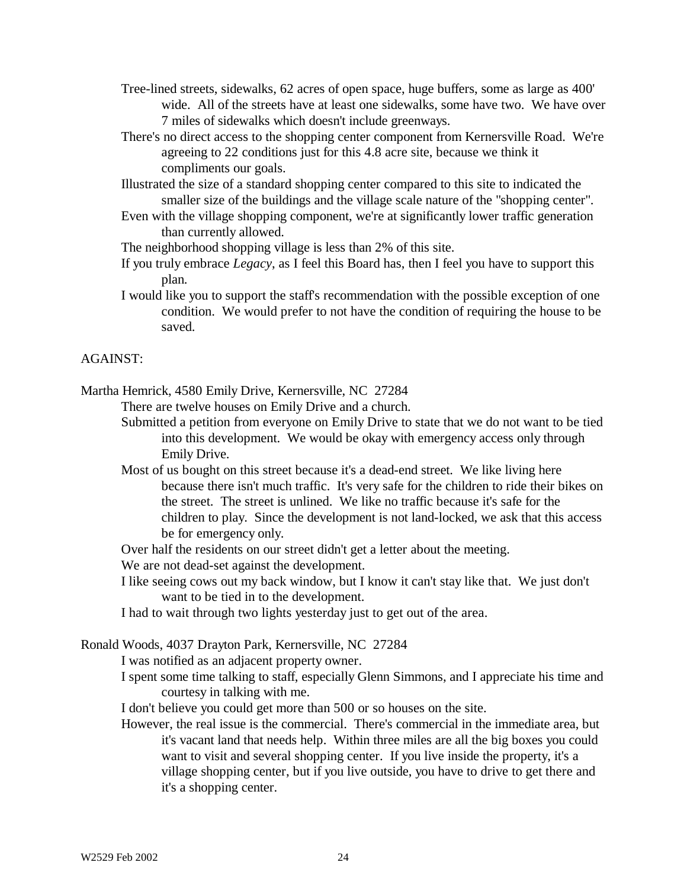Tree-lined streets, sidewalks, 62 acres of open space, huge buffers, some as large as 400' wide. All of the streets have at least one sidewalks, some have two. We have over 7 miles of sidewalks which doesn't include greenways.

There's no direct access to the shopping center component from Kernersville Road. We're agreeing to 22 conditions just for this 4.8 acre site, because we think it compliments our goals.

Illustrated the size of a standard shopping center compared to this site to indicated the smaller size of the buildings and the village scale nature of the "shopping center".

Even with the village shopping component, we're at significantly lower traffic generation than currently allowed.

The neighborhood shopping village is less than 2% of this site.

If you truly embrace *Legacy*, as I feel this Board has, then I feel you have to support this plan.

I would like you to support the staff's recommendation with the possible exception of one condition. We would prefer to not have the condition of requiring the house to be saved.

AGAINST:

Martha Hemrick, 4580 Emily Drive, Kernersville, NC 27284

There are twelve houses on Emily Drive and a church.

Submitted a petition from everyone on Emily Drive to state that we do not want to be tied into this development. We would be okay with emergency access only through Emily Drive.

Most of us bought on this street because it's a dead-end street. We like living here because there isn't much traffic. It's very safe for the children to ride their bikes on the street. The street is unlined. We like no traffic because it's safe for the children to play. Since the development is not land-locked, we ask that this access be for emergency only.

Over half the residents on our street didn't get a letter about the meeting.

We are not dead-set against the development.

I like seeing cows out my back window, but I know it can't stay like that. We just don't want to be tied in to the development.

I had to wait through two lights yesterday just to get out of the area.

Ronald Woods, 4037 Drayton Park, Kernersville, NC 27284

I was notified as an adjacent property owner.

I spent some time talking to staff, especially Glenn Simmons, and I appreciate his time and courtesy in talking with me.

I don't believe you could get more than 500 or so houses on the site.

However, the real issue is the commercial. There's commercial in the immediate area, but it's vacant land that needs help. Within three miles are all the big boxes you could want to visit and several shopping center. If you live inside the property, it's a village shopping center, but if you live outside, you have to drive to get there and it's a shopping center.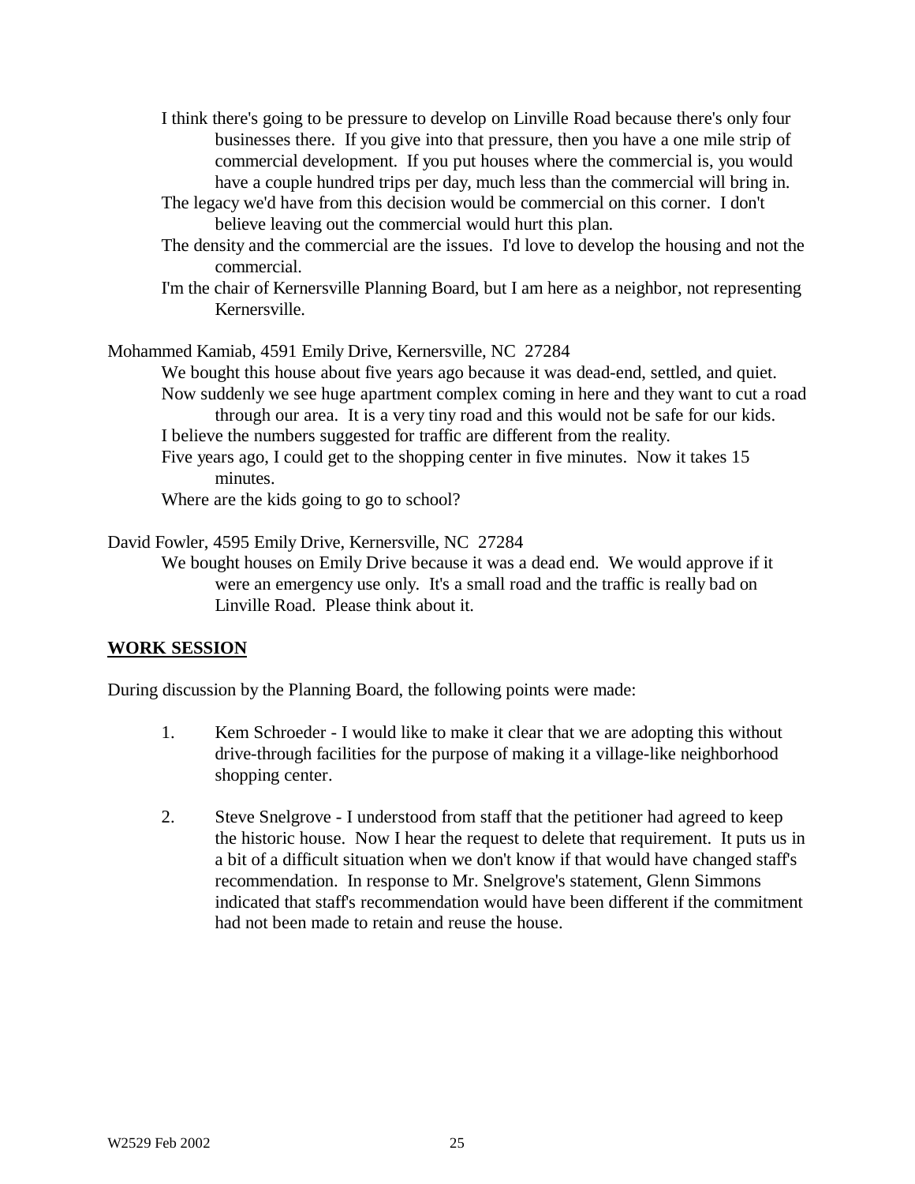I think there's going to be pressure to develop on Linville Road because there's only four businesses there. If you give into that pressure, then you have a one mile strip of commercial development. If you put houses where the commercial is, you would have a couple hundred trips per day, much less than the commercial will bring in.

The legacy we'd have from this decision would be commercial on this corner. I don't believe leaving out the commercial would hurt this plan.

The density and the commercial are the issues. I'd love to develop the housing and not the commercial.

I'm the chair of Kernersville Planning Board, but I am here as a neighbor, not representing Kernersville.

Mohammed Kamiab, 4591 Emily Drive, Kernersville, NC 27284

We bought this house about five years ago because it was dead-end, settled, and quiet.

Now suddenly we see huge apartment complex coming in here and they want to cut a road through our area. It is a very tiny road and this would not be safe for our kids.

I believe the numbers suggested for traffic are different from the reality.

Five years ago, I could get to the shopping center in five minutes. Now it takes 15 minutes.

Where are the kids going to go to school?

David Fowler, 4595 Emily Drive, Kernersville, NC 27284

We bought houses on Emily Drive because it was a dead end. We would approve if it were an emergency use only. It's a small road and the traffic is really bad on Linville Road. Please think about it.

**WORK SESSION**

During discussion by the Planning Board, the following points were made:

1. Kem Schroeder - I would like to make it clear that we are adopting this without drive-through facilities for the purpose of making it a village-like neighborhood shopping center.

2. Steve Snelgrove - I understood from staff that the petitioner had agreed to keep the historic house. Now I hear the request to delete that requirement. It puts us in a bit of a difficult situation when we don't know if that would have changed staff's recommendation. In response to Mr. Snelgrove's statement, Glenn Simmons indicated that staff's recommendation would have been different if the commitment had not been made to retain and reuse the house.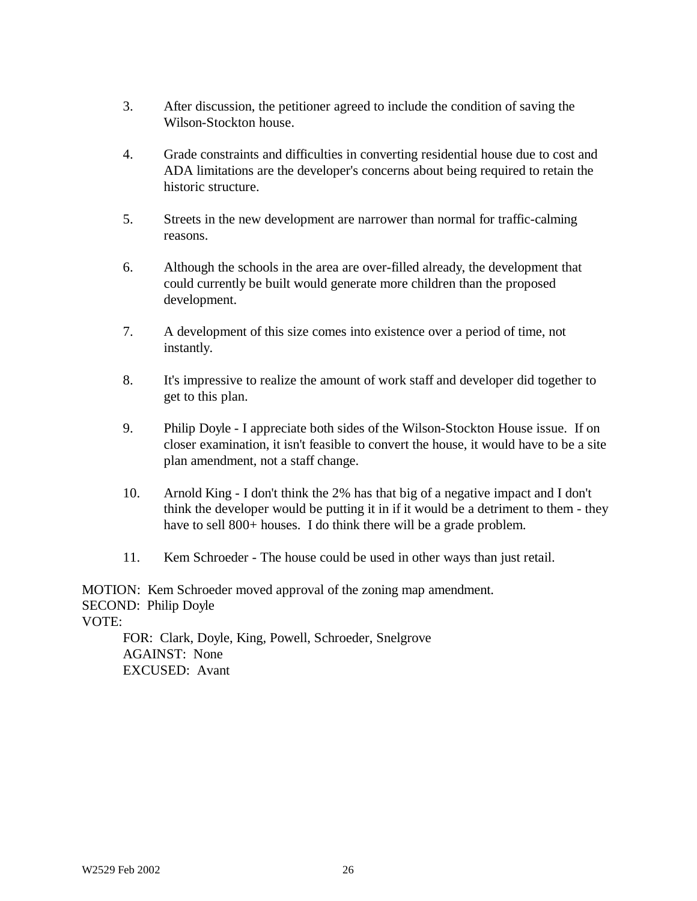3. After discussion, the petitioner agreed to include the condition of saving the Wilson-Stockton house.

4. Grade constraints and difficulties in converting residential house due to cost and ADA limitations are the developer's concerns about being required to retain the historic structure.

5. Streets in the new development are narrower than normal for traffic-calming reasons.

6. Although the schools in the area are over-filled already, the development that could currently be built would generate more children than the proposed development.

7. A development of this size comes into existence over a period of time, not instantly.

8. It's impressive to realize the amount of work staff and developer did together to get to this plan.

9. Philip Doyle - I appreciate both sides of the Wilson-Stockton House issue. If on closer examination, it isn't feasible to convert the house, it would have to be a site plan amendment, not a staff change.

10. Arnold King - I don't think the 2% has that big of a negative impact and I don't think the developer would be putting it in if it would be a detriment to them - they have to sell 800+ houses. I do think there will be a grade problem.

11. Kem Schroeder - The house could be used in other ways than just retail.

MOTION: Kem Schroeder moved approval of the zoning map amendment.
SECOND: Philip Doyle
VOTE:
FOR: Clark, Doyle, King, Powell, Schroeder, Snelgrove
AGAINST: None
EXCUSED: Avant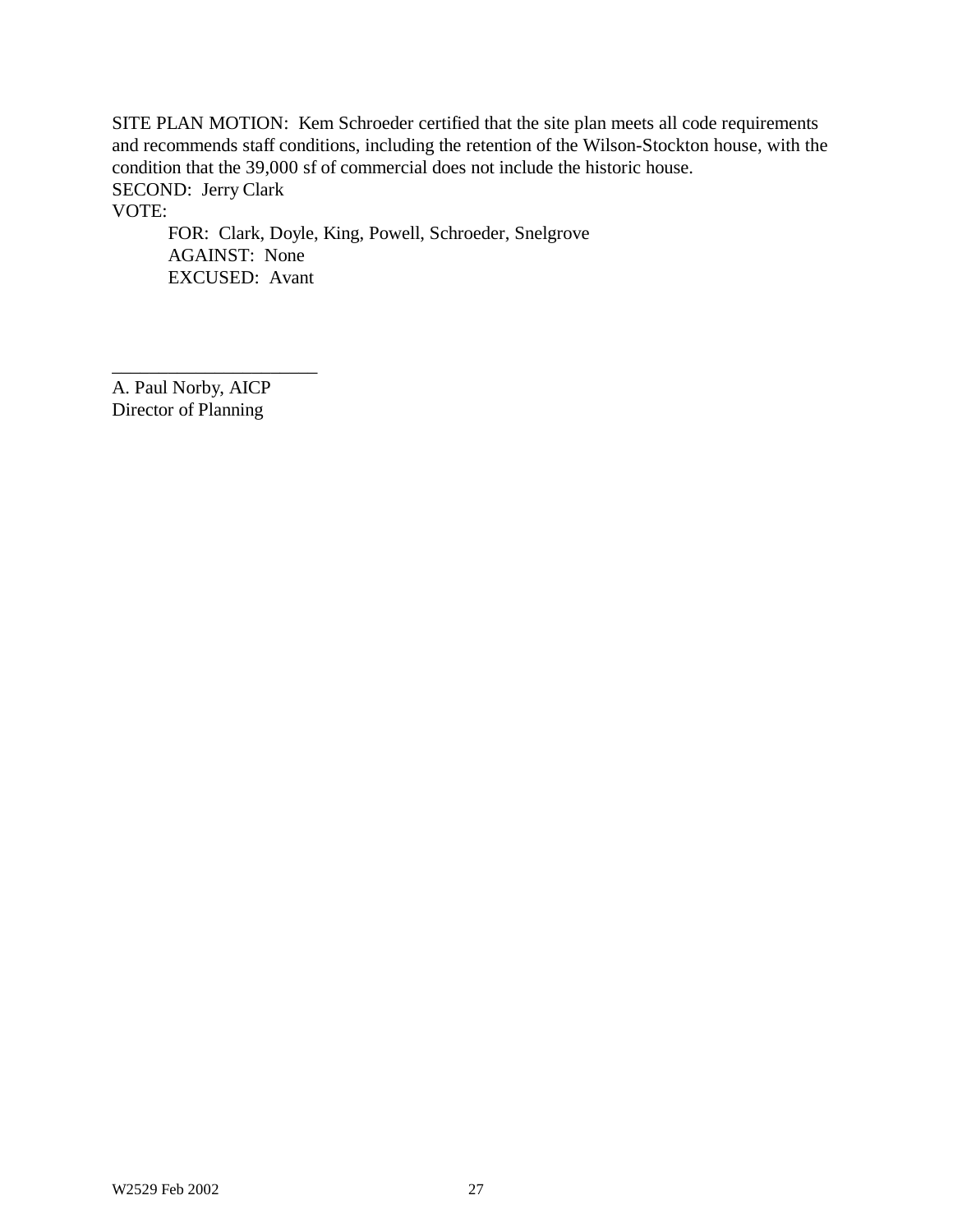SITE PLAN MOTION: Kem Schroeder certified that the site plan meets all code requirements and recommends staff conditions, including the retention of the Wilson-Stockton house, with the condition that the 39,000 sf of commercial does not include the historic house.
SECOND: Jerry Clark
VOTE:

FOR: Clark, Doyle, King, Powell, Schroeder, Snelgrove
AGAINST: None
EXCUSED: Avant

_______________________
A. Paul Norby, AICP
Director of Planning